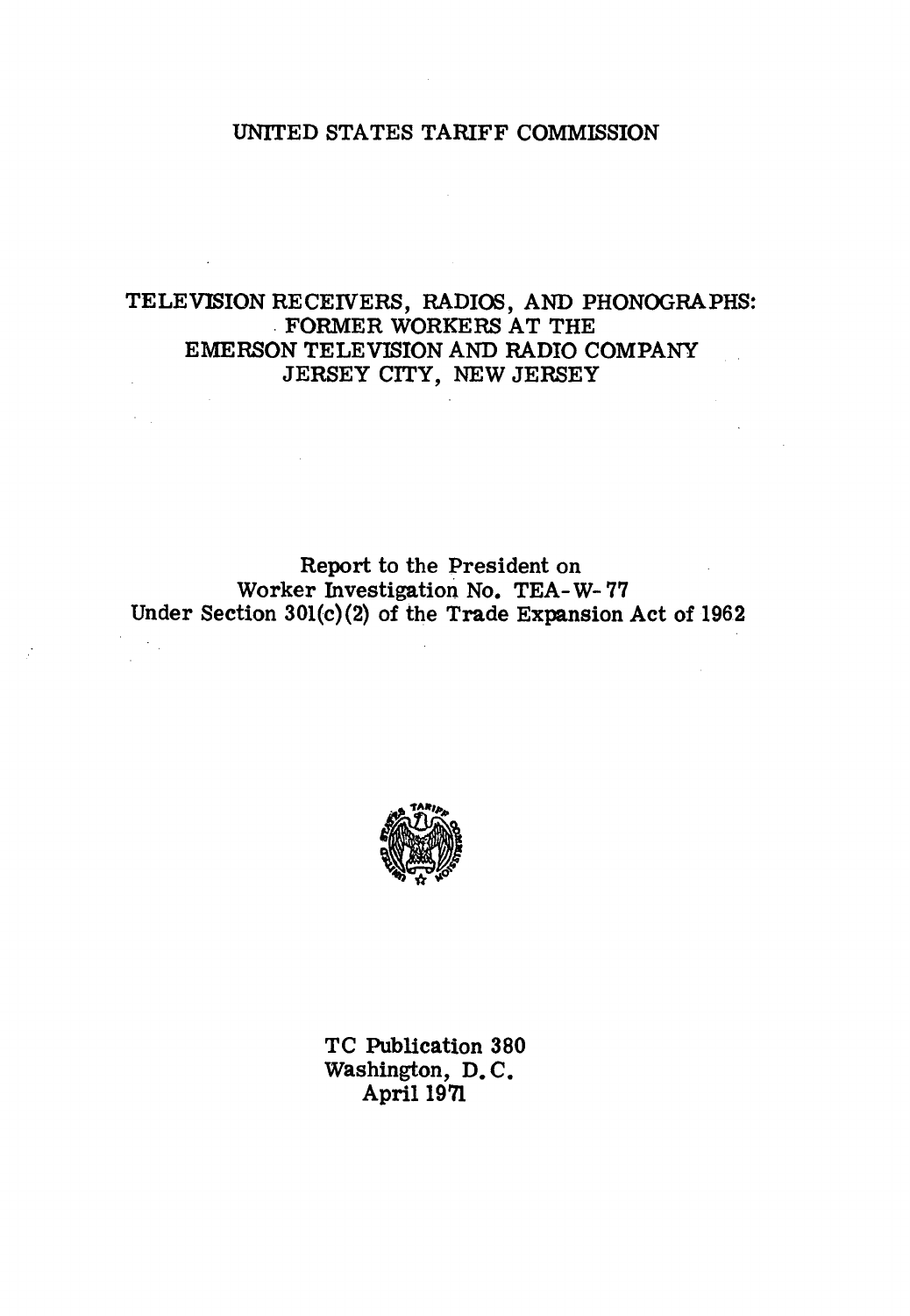UNITED STATES TARIFF COMMISSION

# TELEVISION RECEIVERS, RADIOS, AND PHONOGRAPHS: FORMER WORKERS AT THE EMERSON TELEVISION AND RADIO COMPANY JERSEY CITY, NEW JERSEY

Report to the President on
Worker Investigation No. TEA-W-77
Under Section 301(c)(2) of the Trade Expansion Act of 1962

TC Publication 380
Washington, D. C.
April 1971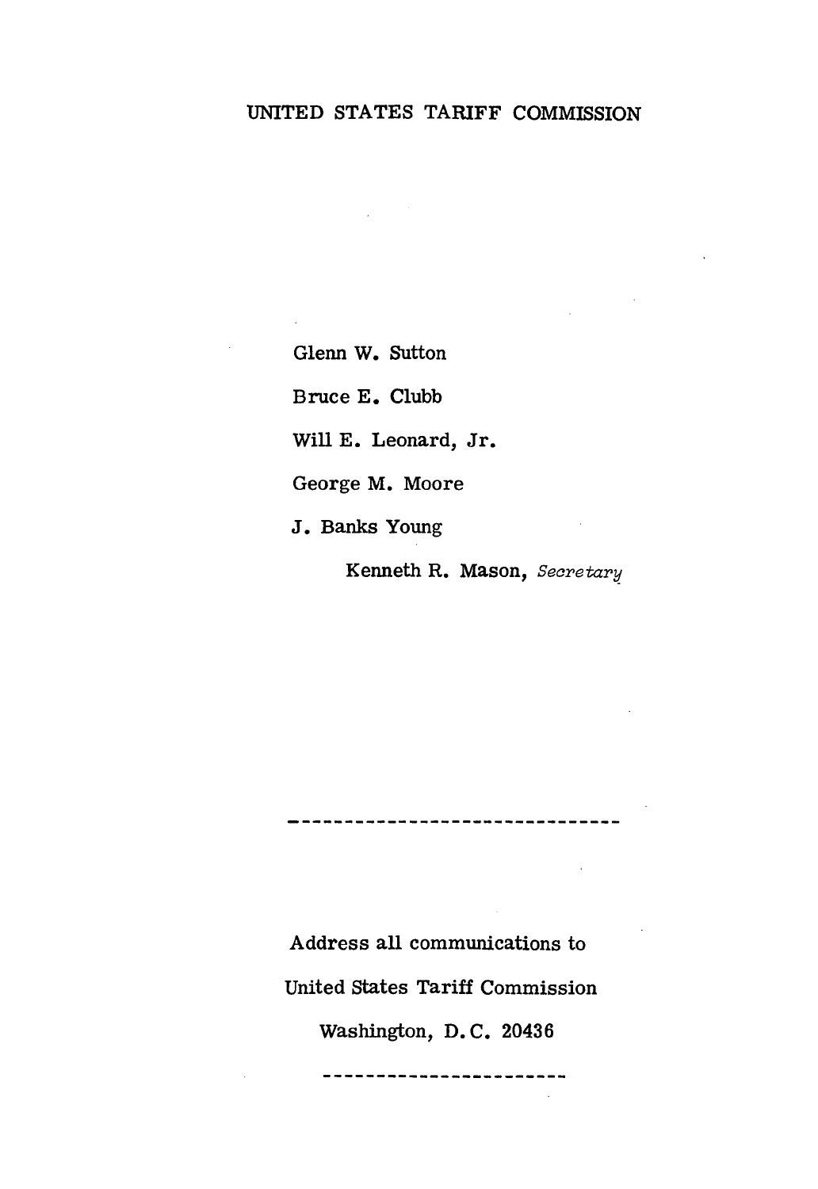UNITED STATES TARIFF COMMISSION

Glenn W. Sutton

Bruce E. Clubb

Will E. Leonard, Jr.

George M. Moore

J. Banks Young

Kenneth R. Mason, *Secretary*

---

Address all communications to

United States Tariff Commission

Washington, D.C. 20436

---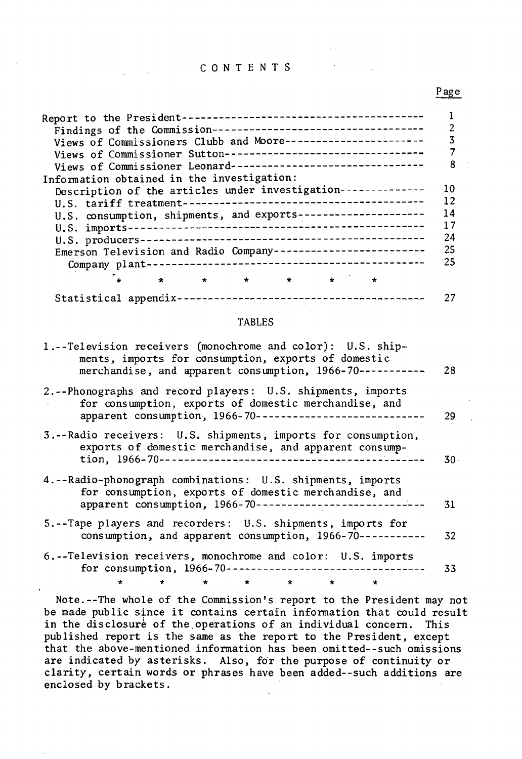# CONTENTS

| | Page |
|---|---|
| Report to the President | 1 |
| Findings of the Commission | 2 |
| Views of Commissioners Clubb and Moore | 3 |
| Views of Commissioner Sutton | 7 |
| Views of Commissioner Leonard | 8 |
| Information obtained in the investigation: | |
| Description of the articles under investigation | 10 |
| U.S. tariff treatment | 12 |
| U.S. consumption, shipments, and exports | 14 |
| U.S. imports | 17 |
| U.S. producers | 24 |
| Emerson Television and Radio Company | 25 |
| Company plant | 25 |
| * * * * * * * | |
| Statistical appendix | 27 |

## TABLES

| | |
|---|---|
| 1.--Television receivers (monochrome and color): U.S. shipments, imports for consumption, exports of domestic merchandise, and apparent consumption, 1966-70 | 28 |
| 2.--Phonographs and record players: U.S. shipments, imports for consumption, exports of domestic merchandise, and apparent consumption, 1966-70 | 29 |
| 3.--Radio receivers: U.S. shipments, imports for consumption, exports of domestic merchandise, and apparent consumption, 1966-70 | 30 |
| 4.--Radio-phonograph combinations: U.S. shipments, imports for consumption, exports of domestic merchandise, and apparent consumption, 1966-70 | 31 |
| 5.--Tape players and recorders: U.S. shipments, imports for consumption, and apparent consumption, 1966-70 | 32 |
| 6.--Television receivers, monochrome and color: U.S. imports for consumption, 1966-70 | 33 |
| * * * * * * * | |

Note.--The whole of the Commission's report to the President may not be made public since it contains certain information that could result in the disclosure of the operations of an individual concern. This published report is the same as the report to the President, except that the above-mentioned information has been omitted--such omissions are indicated by asterisks. Also, for the purpose of continuity or clarity, certain words or phrases have been added--such additions are enclosed by brackets.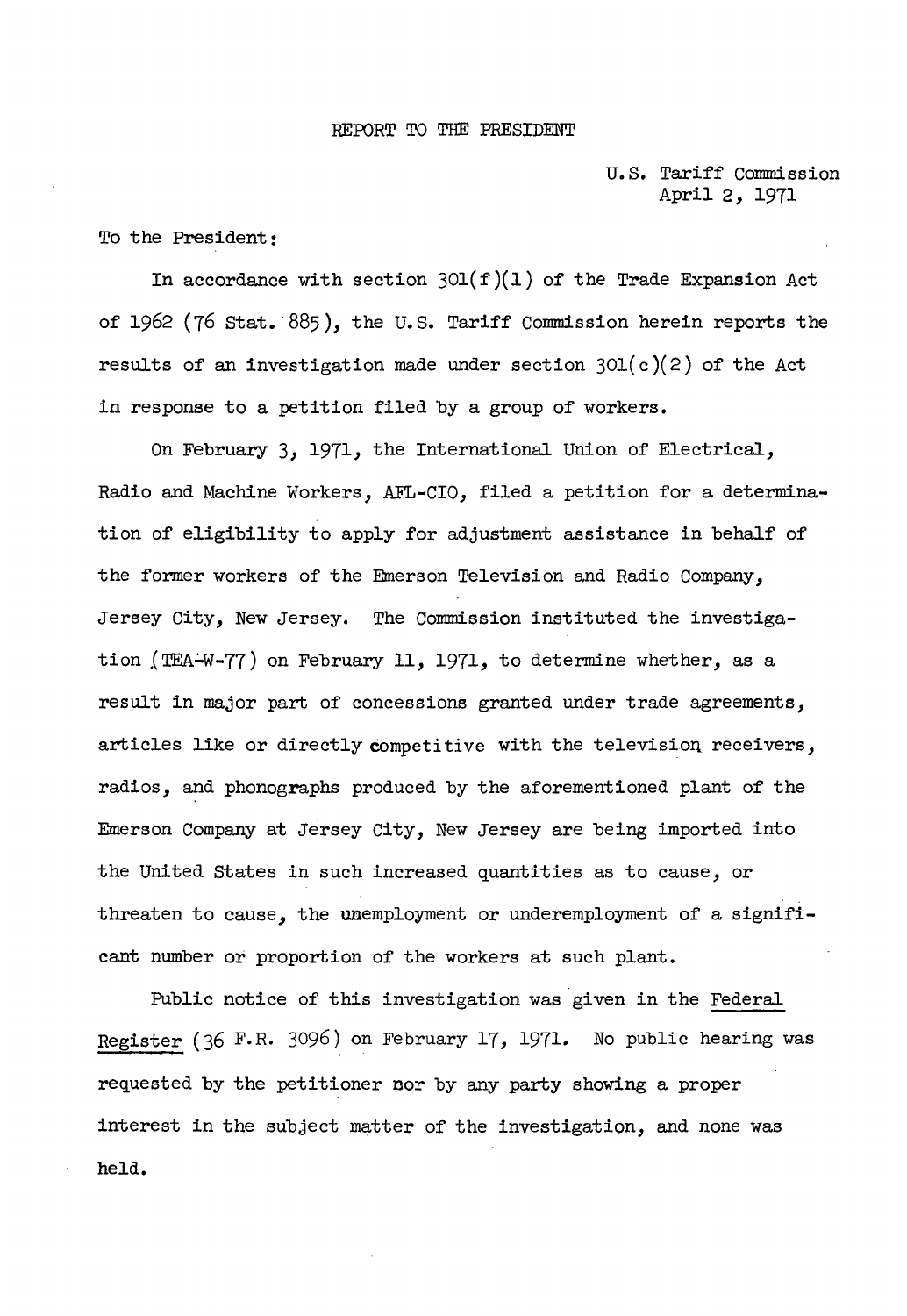REPORT TO THE PRESIDENT

U.S. Tariff Commission
April 2, 1971

To the President:

In accordance with section 301(f)(1) of the Trade Expansion Act of 1962 (76 Stat. 885), the U.S. Tariff Commission herein reports the results of an investigation made under section 301(c)(2) of the Act in response to a petition filed by a group of workers.

On February 3, 1971, the International Union of Electrical, Radio and Machine Workers, AFL-CIO, filed a petition for a determination of eligibility to apply for adjustment assistance in behalf of the former workers of the Emerson Television and Radio Company, Jersey City, New Jersey. The Commission instituted the investigation (TEA-W-77) on February 11, 1971, to determine whether, as a result in major part of concessions granted under trade agreements, articles like or directly competitive with the television receivers, radios, and phonographs produced by the aforementioned plant of the Emerson Company at Jersey City, New Jersey are being imported into the United States in such increased quantities as to cause, or threaten to cause, the unemployment or underemployment of a significant number or proportion of the workers at such plant.

Public notice of this investigation was given in the Federal Register (36 F.R. 3096) on February 17, 1971. No public hearing was requested by the petitioner nor by any party showing a proper interest in the subject matter of the investigation, and none was held.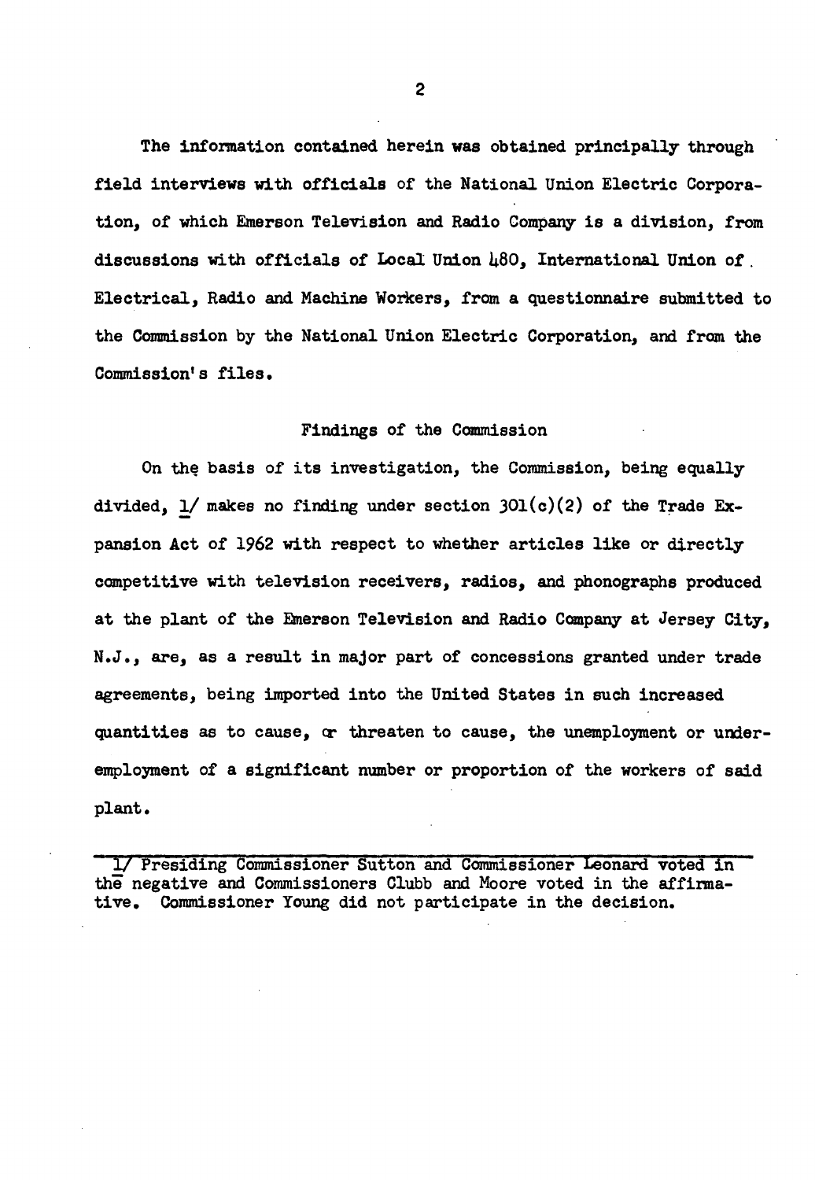The information contained herein was obtained principally through field interviews with officials of the National Union Electric Corporation, of which Emerson Television and Radio Company is a division, from discussions with officials of Local Union 480, International Union of Electrical, Radio and Machine Workers, from a questionnaire submitted to the Commission by the National Union Electric Corporation, and from the Commission's files.

## Findings of the Commission

On the basis of its investigation, the Commission, being equally divided, 1/ makes no finding under section 301(c)(2) of the Trade Expansion Act of 1962 with respect to whether articles like or directly competitive with television receivers, radios, and phonographs produced at the plant of the Emerson Television and Radio Company at Jersey City, N.J., are, as a result in major part of concessions granted under trade agreements, being imported into the United States in such increased quantities as to cause, or threaten to cause, the unemployment or underemployment of a significant number or proportion of the workers of said plant.

1/ Presiding Commissioner Sutton and Commissioner Leonard voted in the negative and Commissioners Clubb and Moore voted in the affirmative. Commissioner Young did not participate in the decision.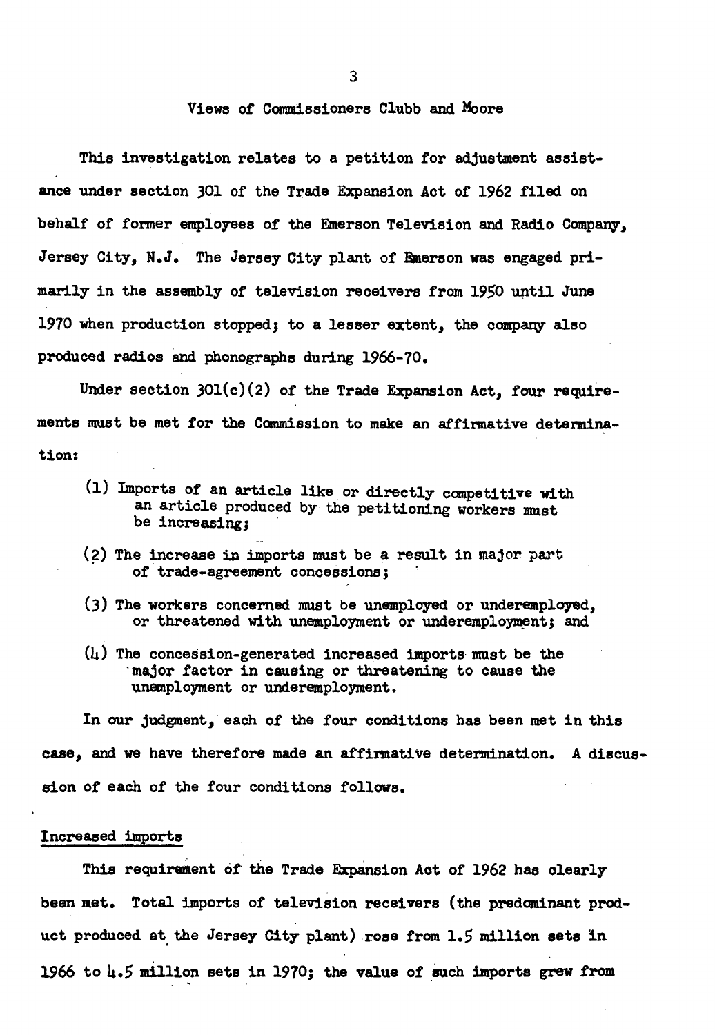## Views of Commissioners Clubb and Moore

This investigation relates to a petition for adjustment assistance under section 301 of the Trade Expansion Act of 1962 filed on behalf of former employees of the Emerson Television and Radio Company, Jersey City, N.J. The Jersey City plant of Emerson was engaged primarily in the assembly of television receivers from 1950 until June 1970 when production stopped; to a lesser extent, the company also produced radios and phonographs during 1966-70.

Under section 301(c)(2) of the Trade Expansion Act, four requirements must be met for the Commission to make an affirmative determination:

(1) Imports of an article like or directly competitive with an article produced by the petitioning workers must be increasing;

(2) The increase in imports must be a result in major part of trade-agreement concessions;

(3) The workers concerned must be unemployed or underemployed, or threatened with unemployment or underemployment; and

(4) The concession-generated increased imports must be the major factor in causing or threatening to cause the unemployment or underemployment.

In our judgment, each of the four conditions has been met in this case, and we have therefore made an affirmative determination. A discussion of each of the four conditions follows.

### Increased imports

This requirement of the Trade Expansion Act of 1962 has clearly been met. Total imports of television receivers (the predominant product produced at the Jersey City plant) rose from 1.5 million sets in 1966 to 4.5 million sets in 1970; the value of such imports grew from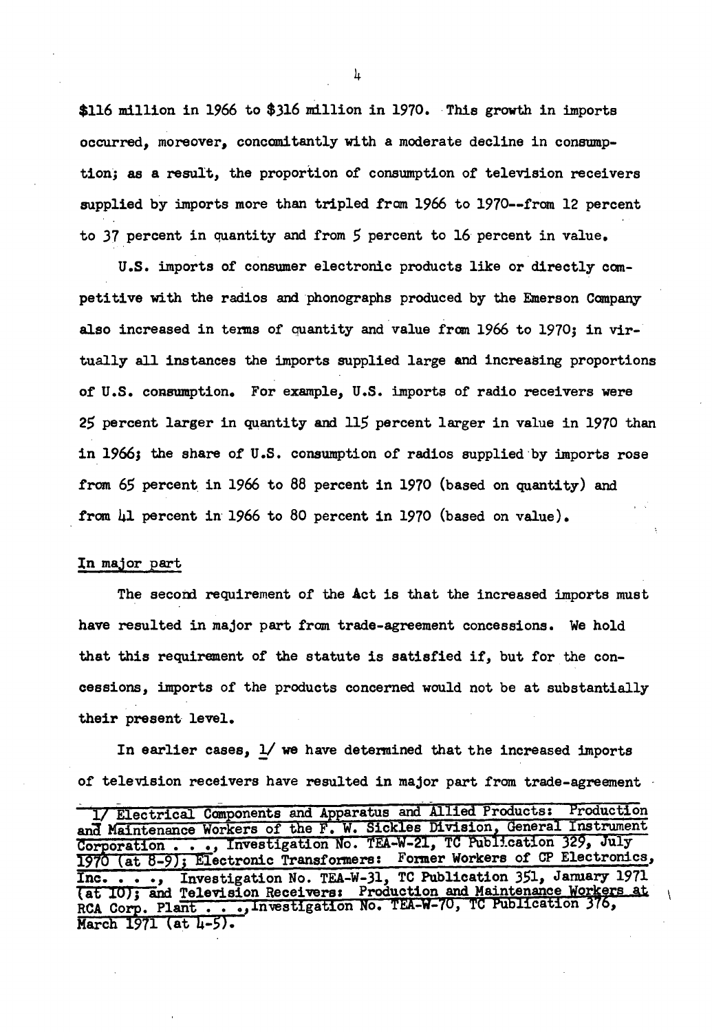$116 million in 1966 to $316 million in 1970. This growth in imports occurred, moreover, concomitantly with a moderate decline in consumption; as a result, the proportion of consumption of television receivers supplied by imports more than tripled from 1966 to 1970--from 12 percent to 37 percent in quantity and from 5 percent to 16 percent in value.

U.S. imports of consumer electronic products like or directly competitive with the radios and phonographs produced by the Emerson Company also increased in terms of quantity and value from 1966 to 1970; in virtually all instances the imports supplied large and increasing proportions of U.S. consumption. For example, U.S. imports of radio receivers were 25 percent larger in quantity and 115 percent larger in value in 1970 than in 1966; the share of U.S. consumption of radios supplied by imports rose from 65 percent in 1966 to 88 percent in 1970 (based on quantity) and from 41 percent in 1966 to 80 percent in 1970 (based on value).

## In major part

The second requirement of the Act is that the increased imports must have resulted in major part from trade-agreement concessions. We hold that this requirement of the statute is satisfied if, but for the concessions, imports of the products concerned would not be at substantially their present level.

In earlier cases, 1/ we have determined that the increased imports of television receivers have resulted in major part from trade-agreement

---

1/ Electrical Components and Apparatus and Allied Products: Production and Maintenance Workers of the F. W. Sickles Division, General Instrument Corporation . . ., Investigation No. TEA-W-21, TC Publication 329, July 1970 (at 8-9); Electronic Transformers: Former Workers of CP Electronics, Inc. . . ., Investigation No. TEA-W-31, TC Publication 351, January 1971 (at 10); and Television Receivers: Production and Maintenance Workers at RCA Corp. Plant . . ., Investigation No. TEA-W-70, TC Publication 376, March 1971 (at 4-5).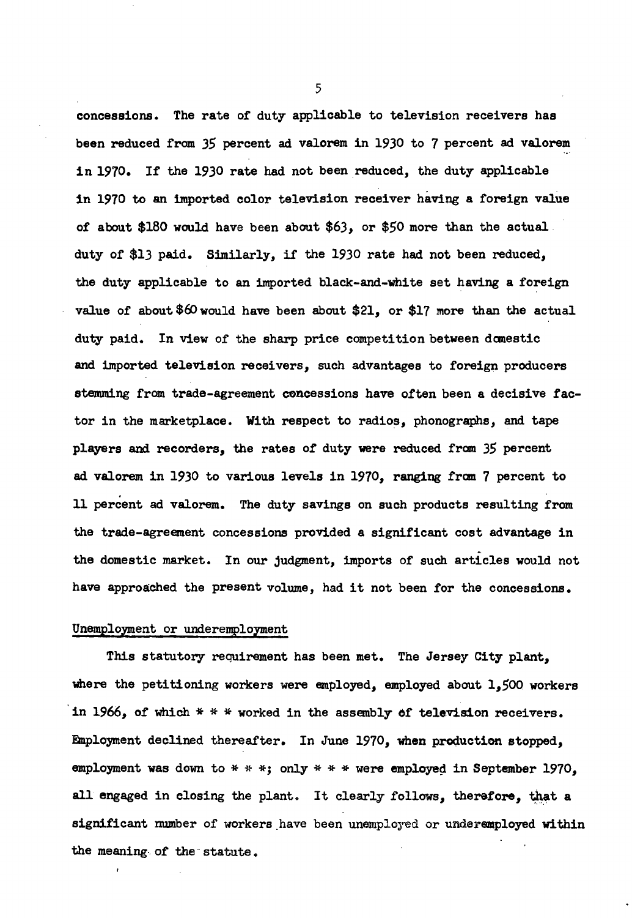concessions. The rate of duty applicable to television receivers has been reduced from 35 percent ad valorem in 1930 to 7 percent ad valorem in 1970. If the 1930 rate had not been reduced, the duty applicable in 1970 to an imported color television receiver having a foreign value of about $180 would have been about $63, or $50 more than the actual duty of $13 paid. Similarly, if the 1930 rate had not been reduced, the duty applicable to an imported black-and-white set having a foreign value of about $60 would have been about $21, or $17 more than the actual duty paid. In view of the sharp price competition between domestic and imported television receivers, such advantages to foreign producers stemming from trade-agreement concessions have often been a decisive factor in the marketplace. With respect to radios, phonographs, and tape players and recorders, the rates of duty were reduced from 35 percent ad valorem in 1930 to various levels in 1970, ranging from 7 percent to 11 percent ad valorem. The duty savings on such products resulting from the trade-agreement concessions provided a significant cost advantage in the domestic market. In our judgment, imports of such articles would not have approached the present volume, had it not been for the concessions.

Unemployment or underemployment

This statutory requirement has been met. The Jersey City plant, where the petitioning workers were employed, employed about 1,500 workers in 1966, of which * * * worked in the assembly of television receivers. Employment declined thereafter. In June 1970, when production stopped, employment was down to * * *; only * * * were employed in September 1970, all engaged in closing the plant. It clearly follows, therefore, that a significant number of workers have been unemployed or underemployed within the meaning of the statute.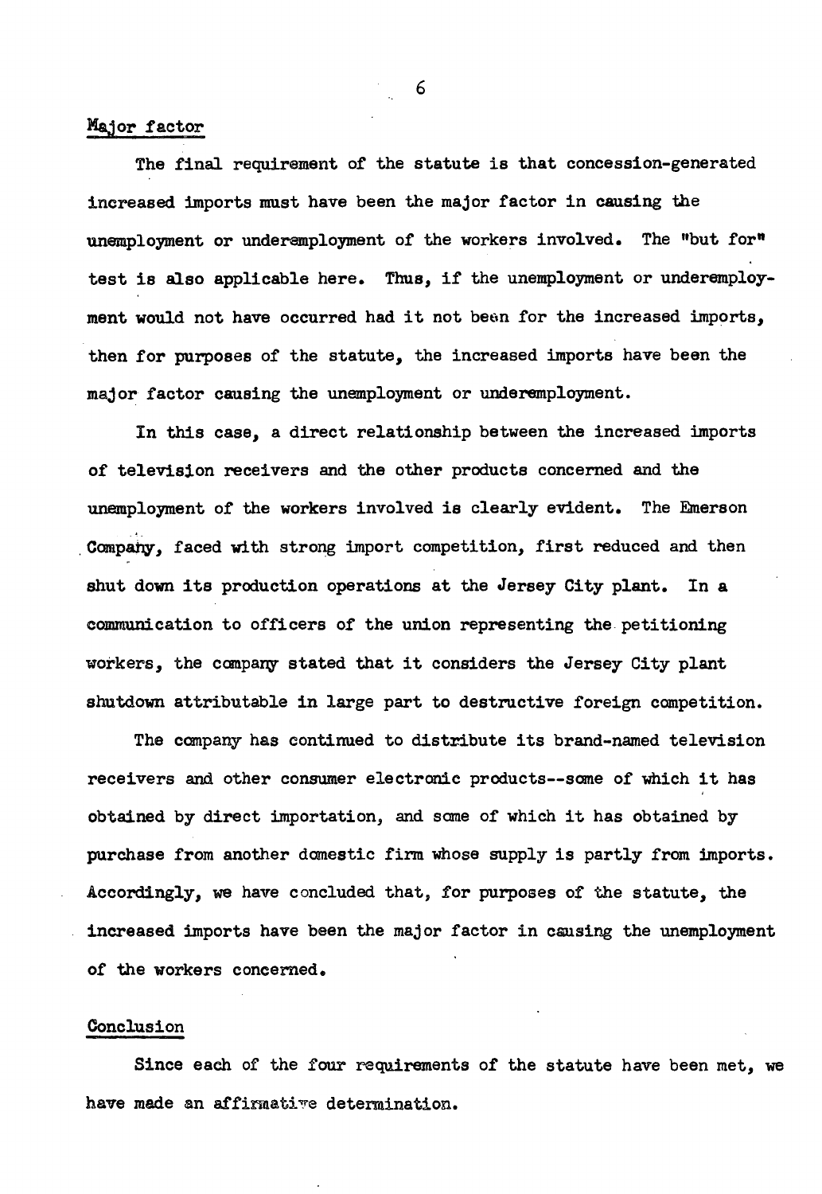## Major factor

The final requirement of the statute is that concession-generated increased imports must have been the major factor in causing the unemployment or underemployment of the workers involved. The "but for" test is also applicable here. Thus, if the unemployment or underemployment would not have occurred had it not been for the increased imports, then for purposes of the statute, the increased imports have been the major factor causing the unemployment or underemployment.

In this case, a direct relationship between the increased imports of television receivers and the other products concerned and the unemployment of the workers involved is clearly evident. The Emerson Company, faced with strong import competition, first reduced and then shut down its production operations at the Jersey City plant. In a communication to officers of the union representing the petitioning workers, the company stated that it considers the Jersey City plant shutdown attributable in large part to destructive foreign competition.

The company has continued to distribute its brand-named television receivers and other consumer electronic products--some of which it has obtained by direct importation, and some of which it has obtained by purchase from another domestic firm whose supply is partly from imports. Accordingly, we have concluded that, for purposes of the statute, the increased imports have been the major factor in causing the unemployment of the workers concerned.

## Conclusion

Since each of the four requirements of the statute have been met, we have made an affirmative determination.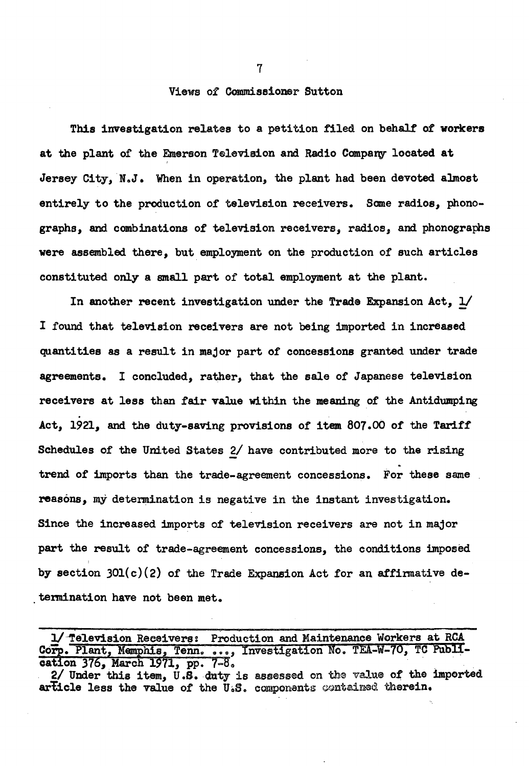## Views of Commissioner Sutton

This investigation relates to a petition filed on behalf of workers at the plant of the Emerson Television and Radio Company located at Jersey City, N.J. When in operation, the plant had been devoted almost entirely to the production of television receivers. Some radios, phonographs, and combinations of television receivers, radios, and phonographs were assembled there, but employment on the production of such articles constituted only a small part of total employment at the plant.

In another recent investigation under the Trade Expansion Act, 1/ I found that television receivers are not being imported in increased quantities as a result in major part of concessions granted under trade agreements. I concluded, rather, that the sale of Japanese television receivers at less than fair value within the meaning of the Antidumping Act, 1921, and the duty-saving provisions of item 807.00 of the Tariff Schedules of the United States 2/ have contributed more to the rising trend of imports than the trade-agreement concessions. For these same reasons, my determination is negative in the instant investigation. Since the increased imports of television receivers are not in major part the result of trade-agreement concessions, the conditions imposed by section 301(c)(2) of the Trade Expansion Act for an affirmative determination have not been met.

---

1/ Television Receivers: Production and Maintenance Workers at RCA Corp. Plant, Memphis, Tenn. ..., Investigation No. TEA-W-70, TC Publication 376, March 1971, pp. 7-8.

2/ Under this item, U.S. duty is assessed on the value of the imported article less the value of the U.S. components contained therein.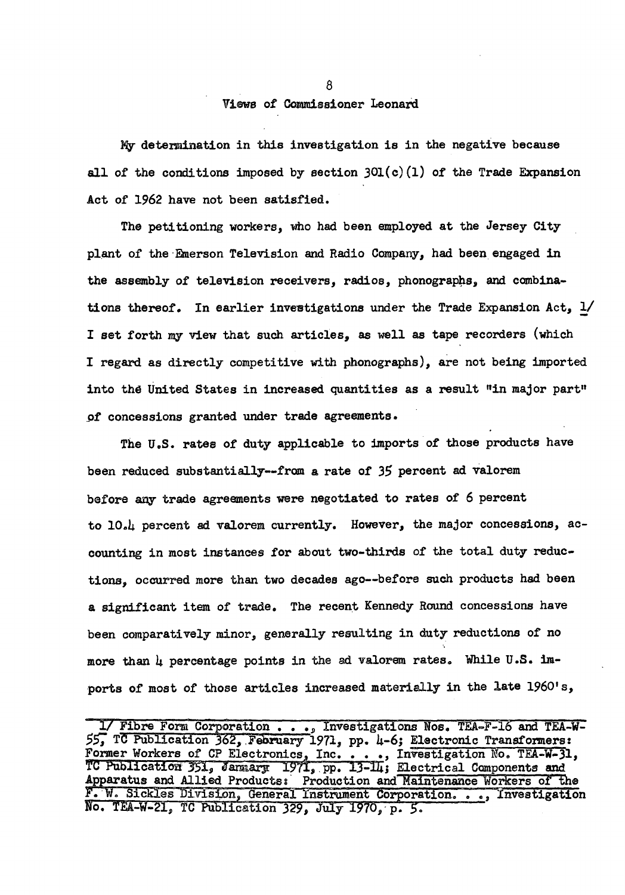## Views of Commissioner Leonard

My determination in this investigation is in the negative because all of the conditions imposed by section 301(c)(1) of the Trade Expansion Act of 1962 have not been satisfied.

The petitioning workers, who had been employed at the Jersey City plant of the Emerson Television and Radio Company, had been engaged in the assembly of television receivers, radios, phonographs, and combinations thereof. In earlier investigations under the Trade Expansion Act, [1] I set forth my view that such articles, as well as tape recorders (which I regard as directly competitive with phonographs), are not being imported into the United States in increased quantities as a result "in major part" of concessions granted under trade agreements.

The U.S. rates of duty applicable to imports of those products have been reduced substantially--from a rate of 35 percent ad valorem before any trade agreements were negotiated to rates of 6 percent to 10.4 percent ad valorem currently. However, the major concessions, accounting in most instances for about two-thirds of the total duty reductions, occurred more than two decades ago--before such products had been a significant item of trade. The recent Kennedy Round concessions have been comparatively minor, generally resulting in duty reductions of no more than 4 percentage points in the ad valorem rates. While U.S. imports of most of those articles increased materially in the late 1960's,

---

1/ Fibre Form Corporation . . ., Investigations Nos. TEA-F-16 and TEA-W-55, TC Publication 362, February 1971, pp. 4-6; Electronic Transformers: Former Workers of CP Electronics, Inc. . . ., Investigation No. TEA-W-31, TC Publication 351, January 1971, pp. 13-14; Electrical Components and Apparatus and Allied Products: Production and Maintenance Workers of the F. W. Sickles Division, General Instrument Corporation. . ., Investigation No. TEA-W-21, TC Publication 329, July 1970, p. 5.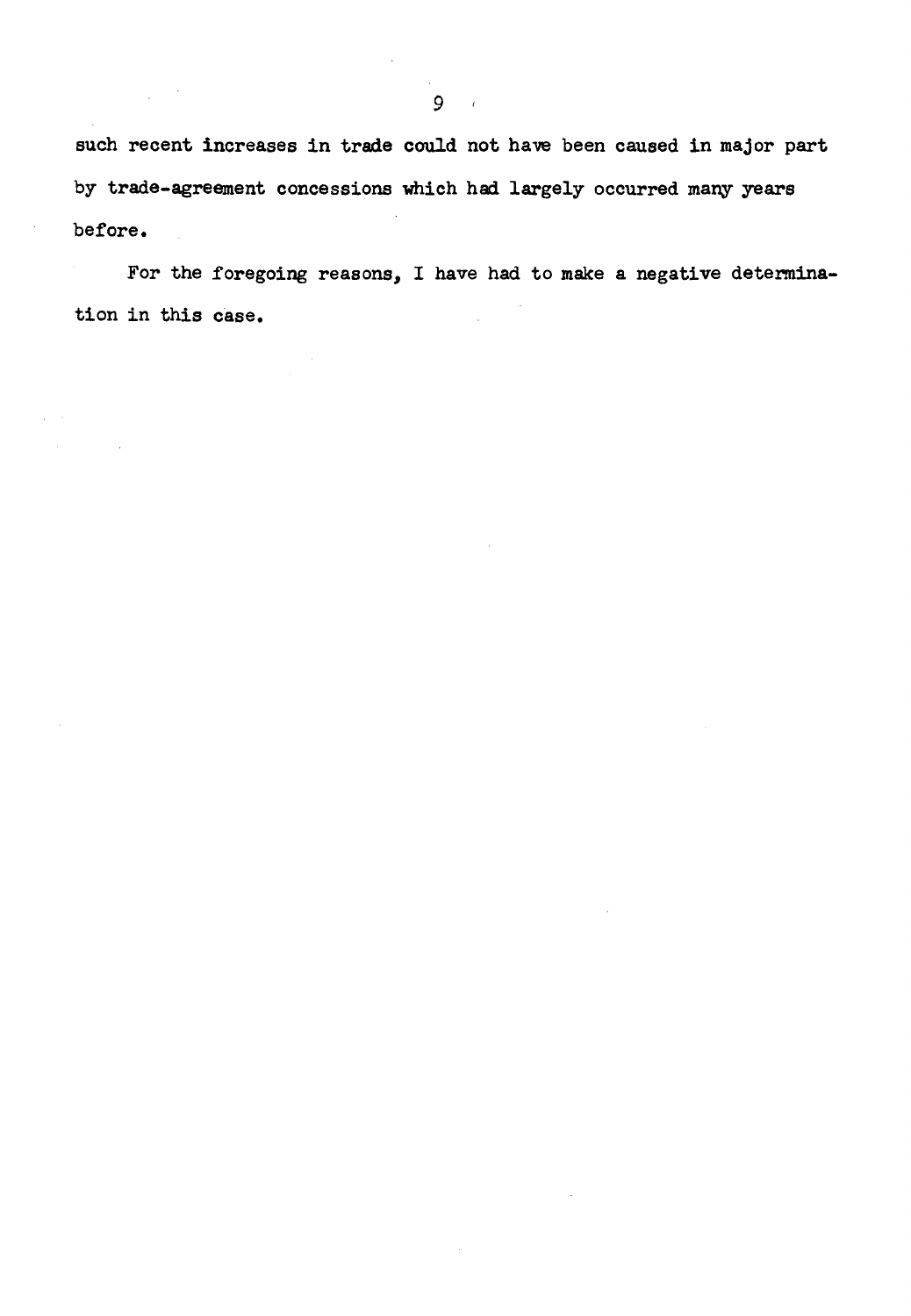such recent increases in trade could not have been caused in major part by trade-agreement concessions which had largely occurred many years before.

For the foregoing reasons, I have had to make a negative determination in this case.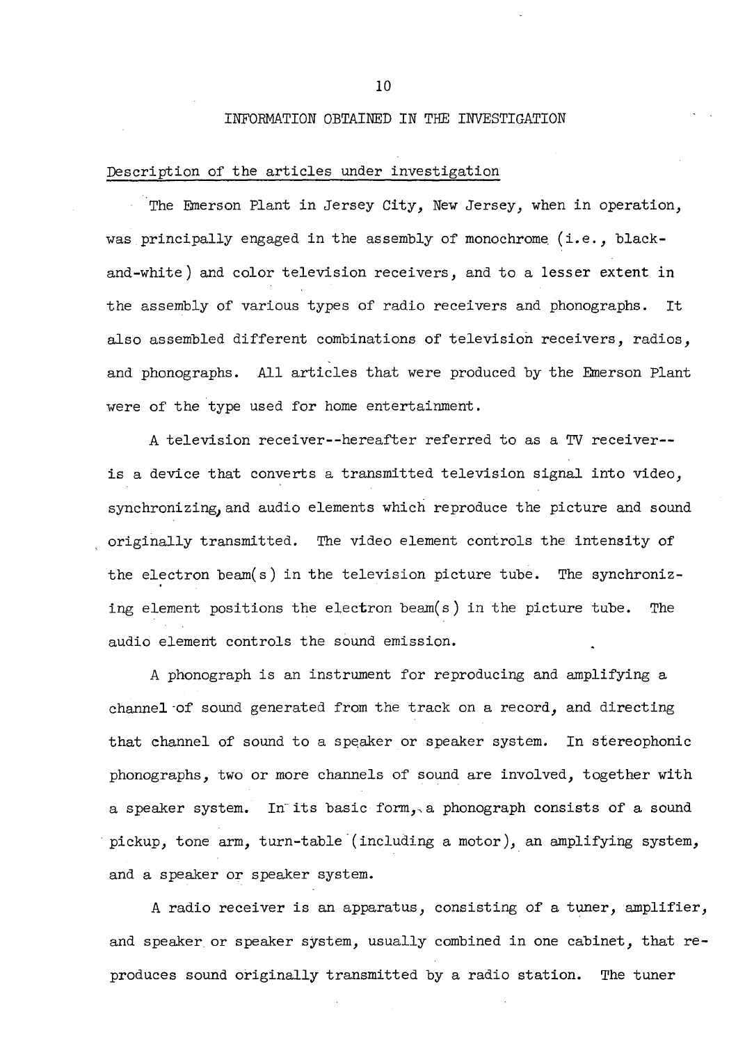## INFORMATION OBTAINED IN THE INVESTIGATION

### Description of the articles under investigation

The Emerson Plant in Jersey City, New Jersey, when in operation, was principally engaged in the assembly of monochrome (i.e., black-and-white) and color television receivers, and to a lesser extent in the assembly of various types of radio receivers and phonographs. It also assembled different combinations of television receivers, radios, and phonographs. All articles that were produced by the Emerson Plant were of the type used for home entertainment.

A television receiver--hereafter referred to as a TV receiver--is a device that converts a transmitted television signal into video, synchronizing, and audio elements which reproduce the picture and sound originally transmitted. The video element controls the intensity of the electron beam(s) in the television picture tube. The synchronizing element positions the electron beam(s) in the picture tube. The audio element controls the sound emission.

A phonograph is an instrument for reproducing and amplifying a channel of sound generated from the track on a record, and directing that channel of sound to a speaker or speaker system. In stereophonic phonographs, two or more channels of sound are involved, together with a speaker system. In its basic form, a phonograph consists of a sound pickup, tone arm, turn-table (including a motor), an amplifying system, and a speaker or speaker system.

A radio receiver is an apparatus, consisting of a tuner, amplifier, and speaker or speaker system, usually combined in one cabinet, that reproduces sound originally transmitted by a radio station. The tuner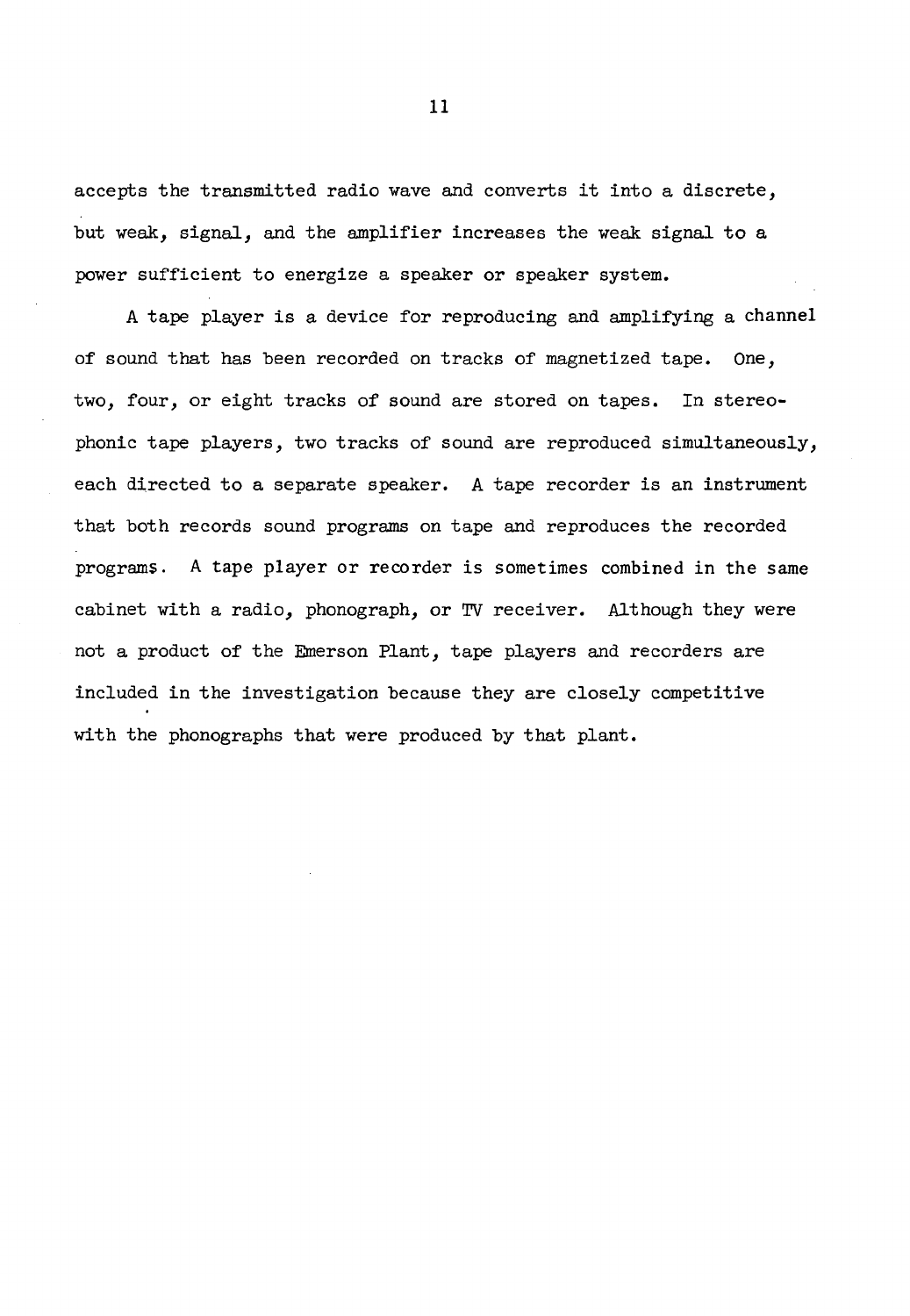accepts the transmitted radio wave and converts it into a discrete, but weak, signal, and the amplifier increases the weak signal to a power sufficient to energize a speaker or speaker system.

A tape player is a device for reproducing and amplifying a channel of sound that has been recorded on tracks of magnetized tape. One, two, four, or eight tracks of sound are stored on tapes. In stereophonic tape players, two tracks of sound are reproduced simultaneously, each directed to a separate speaker. A tape recorder is an instrument that both records sound programs on tape and reproduces the recorded programs. A tape player or recorder is sometimes combined in the same cabinet with a radio, phonograph, or TV receiver. Although they were not a product of the Emerson Plant, tape players and recorders are included in the investigation because they are closely competitive with the phonographs that were produced by that plant.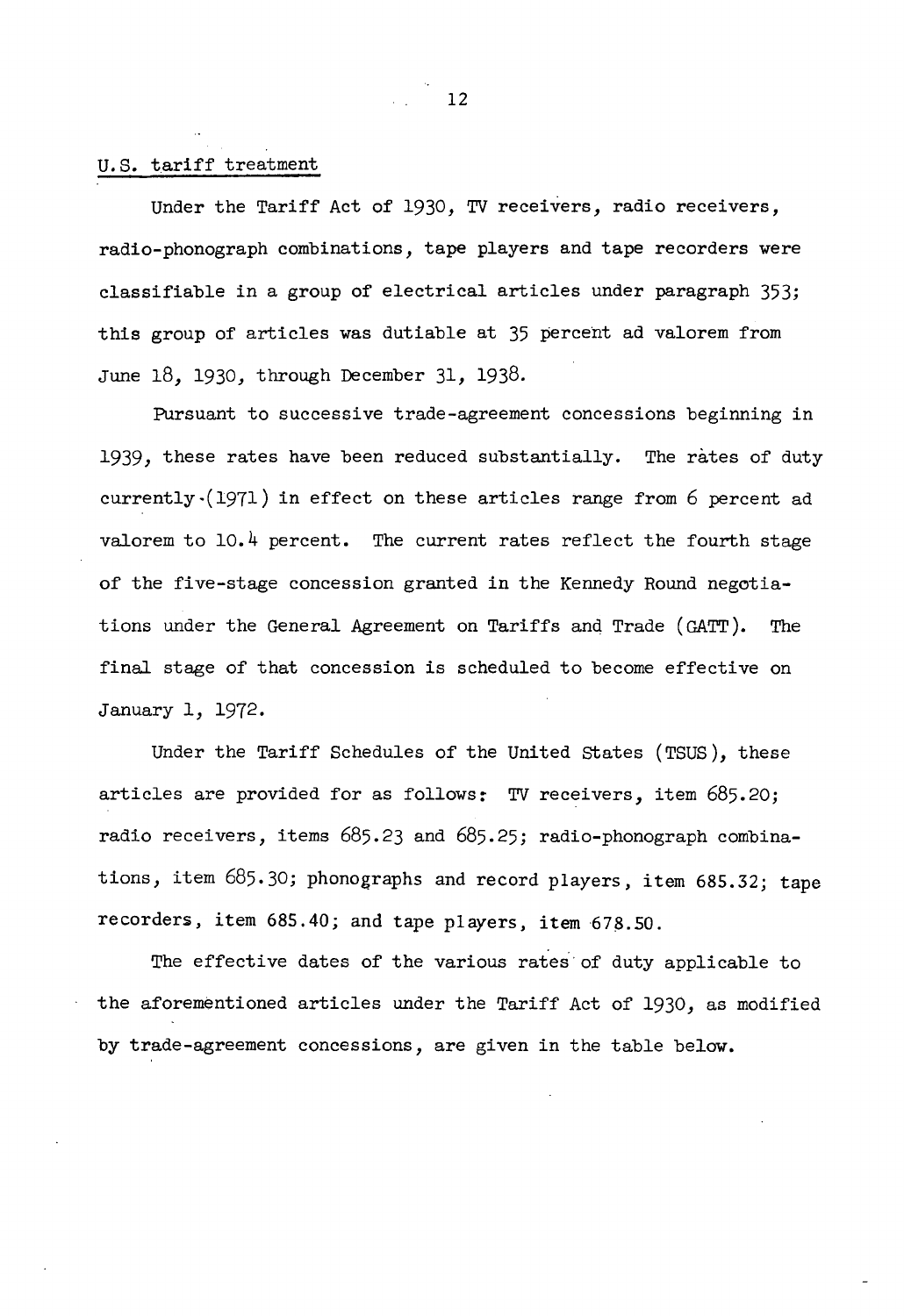U.S. tariff treatment

Under the Tariff Act of 1930, TV receivers, radio receivers, radio-phonograph combinations, tape players and tape recorders were classifiable in a group of electrical articles under paragraph 353; this group of articles was dutiable at 35 percent ad valorem from June 18, 1930, through December 31, 1938.

Pursuant to successive trade-agreement concessions beginning in 1939, these rates have been reduced substantially. The rates of duty currently (1971) in effect on these articles range from 6 percent ad valorem to 10.4 percent. The current rates reflect the fourth stage of the five-stage concession granted in the Kennedy Round negotiations under the General Agreement on Tariffs and Trade (GATT). The final stage of that concession is scheduled to become effective on January 1, 1972.

Under the Tariff Schedules of the United States (TSUS), these articles are provided for as follows: TV receivers, item 685.20; radio receivers, items 685.23 and 685.25; radio-phonograph combinations, item 685.30; phonographs and record players, item 685.32; tape recorders, item 685.40; and tape players, item 678.50.

The effective dates of the various rates of duty applicable to the aforementioned articles under the Tariff Act of 1930, as modified by trade-agreement concessions, are given in the table below.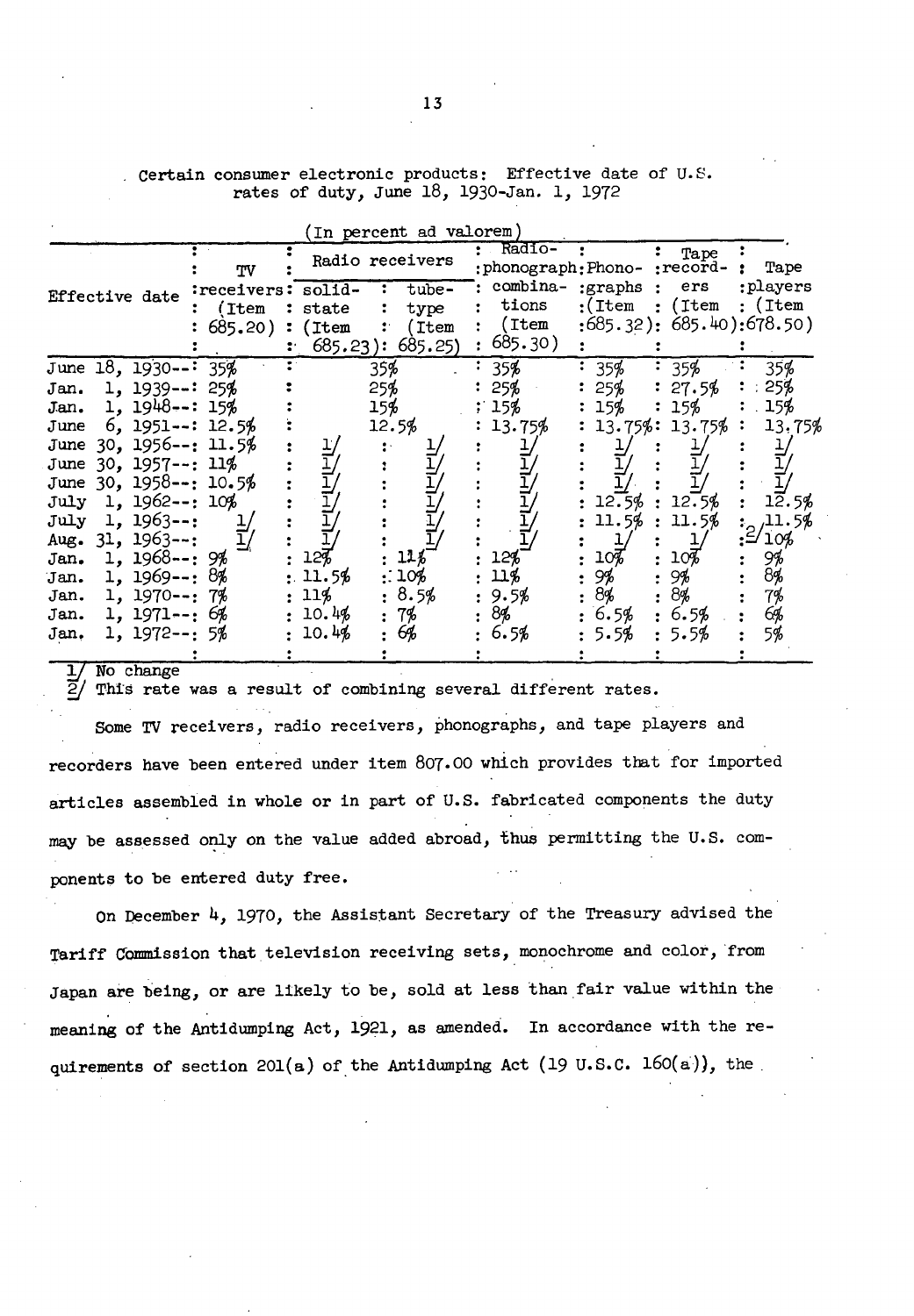Certain consumer electronic products: Effective date of U.S. rates of duty, June 18, 1930-Jan. 1, 1972

(In percent ad valorem)

| Effective date | TV receivers (Item 685.20) | Radio receivers: solid-state (Item 685.23) | Radio receivers: tube-type (Item 685.25) | Radio-phonograph combinations (Item 685.30) | Phonographs (Item 685.32) | Tape recorders (Item 685.40) | Tape players (Item 678.50) |
|---|---|---|---|---|---|---|---|
| June 18, 1930 | 35% | 35% | | 35% | 35% | 35% | 35% |
| Jan. 1, 1939 | 25% | 25% | | 25% | 25% | 27.5% | 25% |
| Jan. 1, 1948 | 15% | 15% | | 15% | 15% | 15% | 15% |
| June 6, 1951 | 12.5% | 12.5% | | 13.75% | 13.75% | 13.75% | 13.75% |
| June 30, 1956 | 11.5% | 1/ | 1/ | 1/ | 1/ | 1/ | 1/ |
| June 30, 1957 | 11% | 1/ | 1/ | 1/ | 1/ | 1/ | 1/ |
| June 30, 1958 | 10.5% | 1/ | 1/ | 1/ | 1/ | 1/ | 1/ |
| July 1, 1962 | 10% | 1/ | 1/ | 1/ | 12.5% | 12.5% | 12.5% |
| July 1, 1963 | 1/ | 1/ | 1/ | 1/ | 11.5% | 11.5% | 11.5% |
| Aug. 31, 1963 | 1/ | 1/ | 1/ | 1/ | 1/ | 1/ | 2/ 10% |
| Jan. 1, 1968 | 9% | 12% | 11% | 12% | 10% | 10% | 9% |
| Jan. 1, 1969 | 8% | 11.5% | 10% | 11% | 9% | 9% | 8% |
| Jan. 1, 1970 | 7% | 11% | 8.5% | 9.5% | 8% | 8% | 7% |
| Jan. 1, 1971 | 6% | 10.4% | 7% | 8% | 6.5% | 6.5% | 6% |
| Jan. 1, 1972 | 5% | 10.4% | 6% | 6.5% | 5.5% | 5.5% | 5% |

1/ No change
2/ This rate was a result of combining several different rates.

Some TV receivers, radio receivers, phonographs, and tape players and recorders have been entered under item 807.00 which provides that for imported articles assembled in whole or in part of U.S. fabricated components the duty may be assessed only on the value added abroad, thus permitting the U.S. components to be entered duty free.

On December 4, 1970, the Assistant Secretary of the Treasury advised the Tariff Commission that television receiving sets, monochrome and color, from Japan are being, or are likely to be, sold at less than fair value within the meaning of the Antidumping Act, 1921, as amended. In accordance with the requirements of section 201(a) of the Antidumping Act (19 U.S.C. 160(a)), the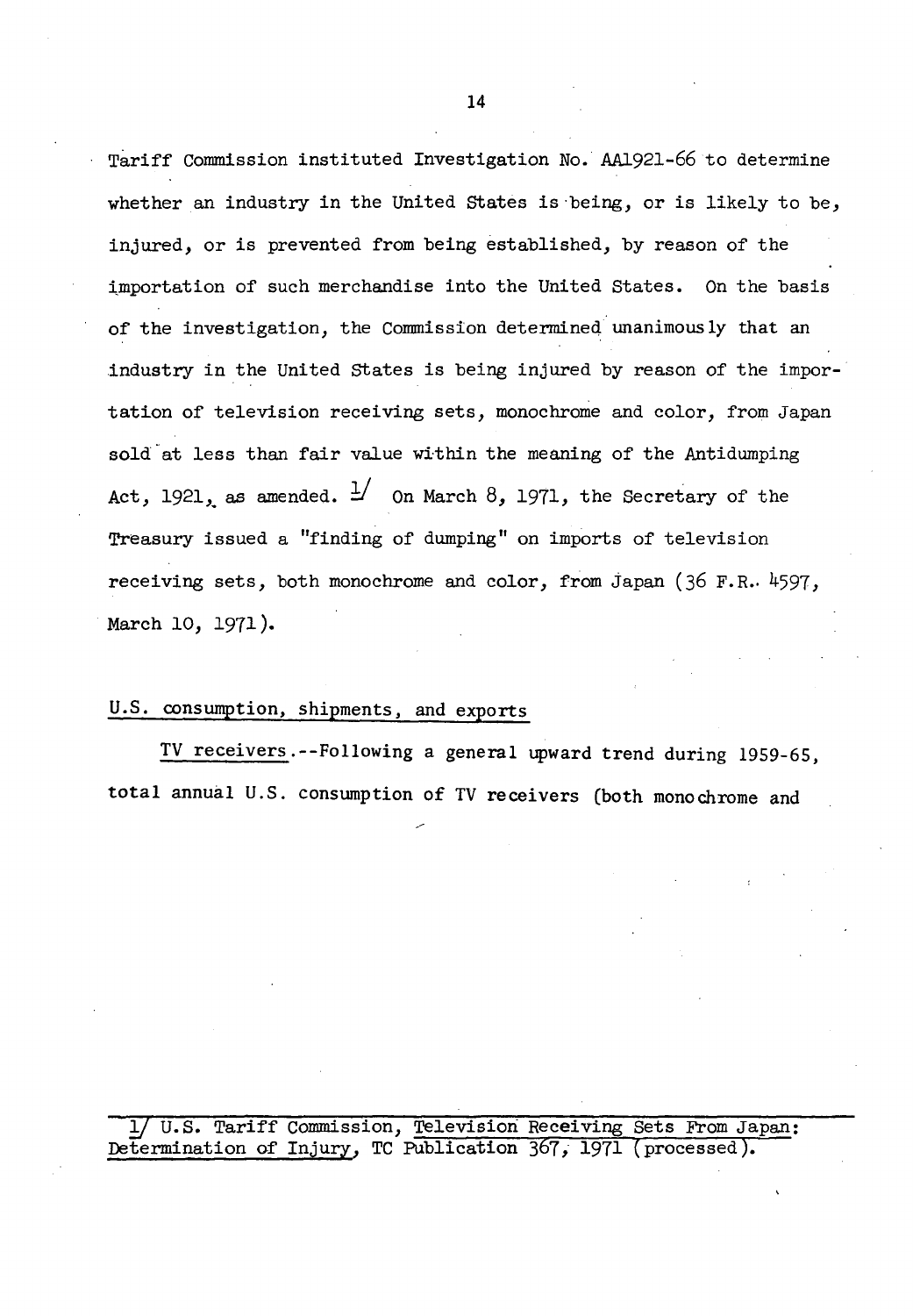Tariff Commission instituted Investigation No. AA1921-66 to determine whether an industry in the United States is being, or is likely to be, injured, or is prevented from being established, by reason of the importation of such merchandise into the United States. On the basis of the investigation, the Commission determined unanimously that an industry in the United States is being injured by reason of the importation of television receiving sets, monochrome and color, from Japan sold at less than fair value within the meaning of the Antidumping Act, 1921, as amended. [1] On March 8, 1971, the Secretary of the Treasury issued a "finding of dumping" on imports of television receiving sets, both monochrome and color, from Japan (36 F.R. 4597, March 10, 1971).

## U.S. consumption, shipments, and exports

TV receivers.--Following a general upward trend during 1959-65, total annual U.S. consumption of TV receivers (both monochrome and

---

1/ U.S. Tariff Commission, Television Receiving Sets From Japan: Determination of Injury, TC Publication 367, 1971 (processed).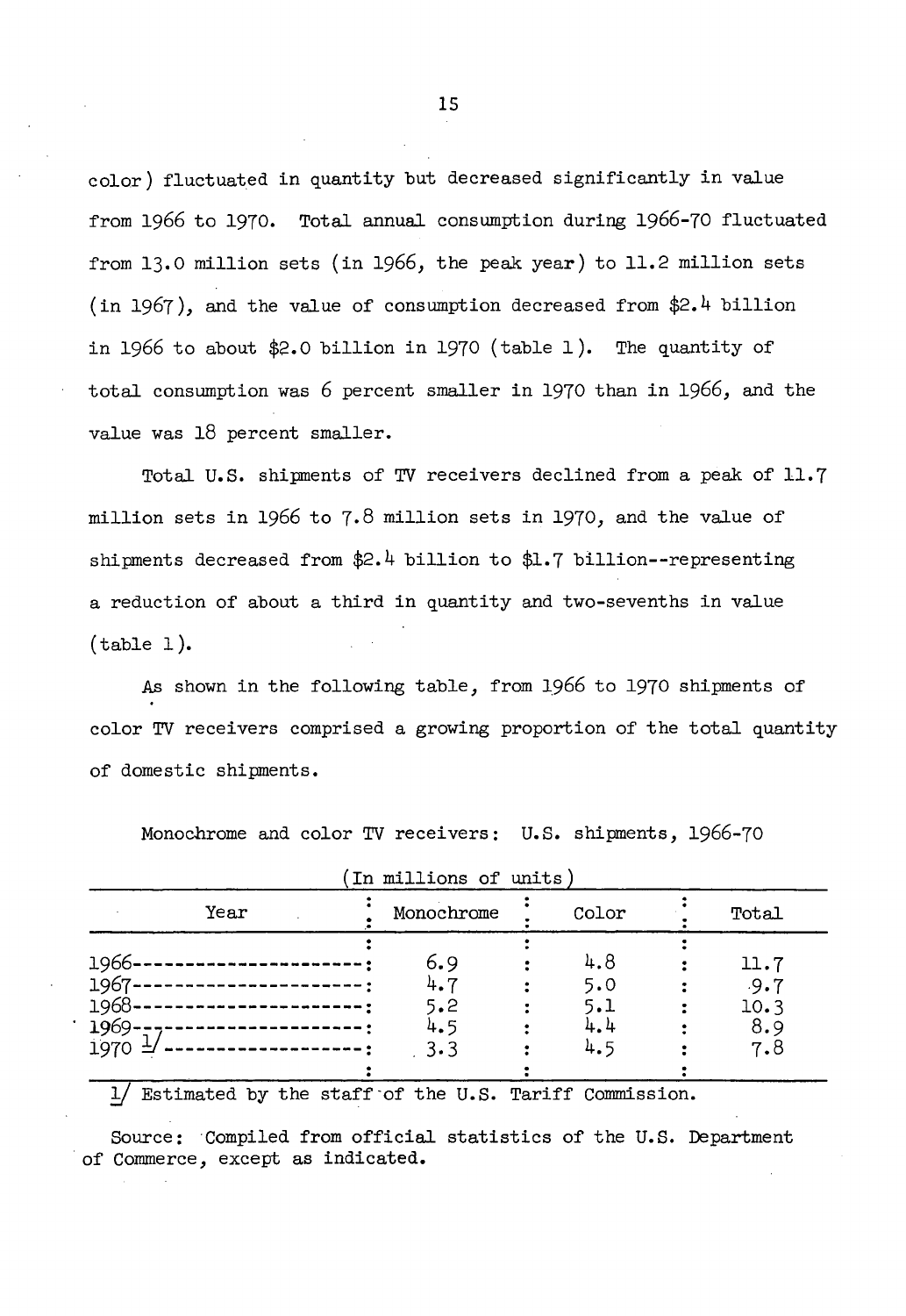color) fluctuated in quantity but decreased significantly in value from 1966 to 1970. Total annual consumption during 1966-70 fluctuated from 13.0 million sets (in 1966, the peak year) to 11.2 million sets (in 1967), and the value of consumption decreased from $2.4 billion in 1966 to about $2.0 billion in 1970 (table 1). The quantity of total consumption was 6 percent smaller in 1970 than in 1966, and the value was 18 percent smaller.

Total U.S. shipments of TV receivers declined from a peak of 11.7 million sets in 1966 to 7.8 million sets in 1970, and the value of shipments decreased from $2.4 billion to $1.7 billion--representing a reduction of about a third in quantity and two-sevenths in value (table 1).

As shown in the following table, from 1966 to 1970 shipments of color TV receivers comprised a growing proportion of the total quantity of domestic shipments.

Monochrome and color TV receivers: U.S. shipments, 1966-70

(In millions of units)

| Year | Monochrome | Color | Total |
|---|---|---|---|
| 1966 | 6.9 | 4.8 | 11.7 |
| 1967 | 4.7 | 5.0 | 9.7 |
| 1968 | 5.2 | 5.1 | 10.3 |
| 1969 | 4.5 | 4.4 | 8.9 |
| 1970 1/ | 3.3 | 4.5 | 7.8 |

1/ Estimated by the staff of the U.S. Tariff Commission.

Source: Compiled from official statistics of the U.S. Department of Commerce, except as indicated.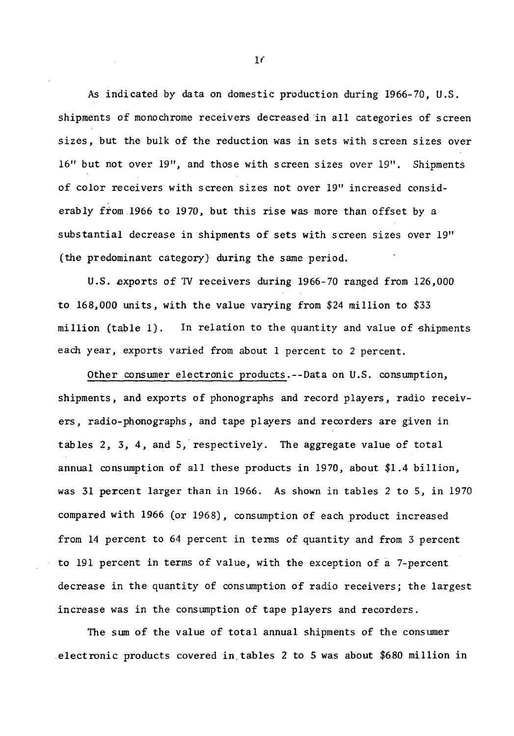As indicated by data on domestic production during 1966-70, U.S. shipments of monochrome receivers decreased in all categories of screen sizes, but the bulk of the reduction was in sets with screen sizes over 16" but not over 19", and those with screen sizes over 19". Shipments of color receivers with screen sizes not over 19" increased considerably from 1966 to 1970, but this rise was more than offset by a substantial decrease in shipments of sets with screen sizes over 19" (the predominant category) during the same period.

U.S. exports of TV receivers during 1966-70 ranged from 126,000 to 168,000 units, with the value varying from \$24 million to \$33 million (table 1). In relation to the quantity and value of shipments each year, exports varied from about 1 percent to 2 percent.

Other consumer electronic products.--Data on U.S. consumption, shipments, and exports of phonographs and record players, radio receivers, radio-phonographs, and tape players and recorders are given in tables 2, 3, 4, and 5, respectively. The aggregate value of total annual consumption of all these products in 1970, about \$1.4 billion, was 31 percent larger than in 1966. As shown in tables 2 to 5, in 1970 compared with 1966 (or 1968), consumption of each product increased from 14 percent to 64 percent in terms of quantity and from 3 percent to 191 percent in terms of value, with the exception of a 7-percent decrease in the quantity of consumption of radio receivers; the largest increase was in the consumption of tape players and recorders.

The sum of the value of total annual shipments of the consumer electronic products covered in tables 2 to 5 was about \$680 million in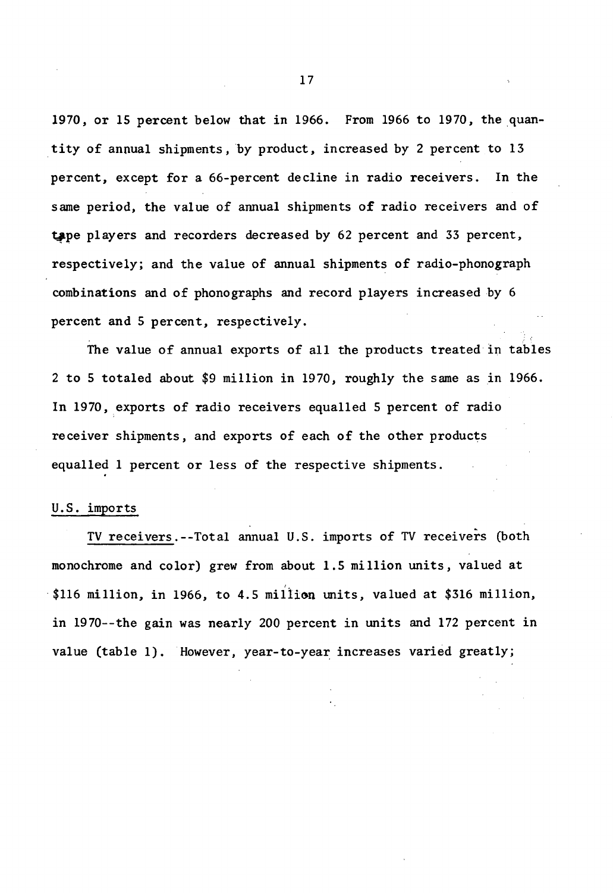1970, or 15 percent below that in 1966. From 1966 to 1970, the quantity of annual shipments, by product, increased by 2 percent to 13 percent, except for a 66-percent decline in radio receivers. In the same period, the value of annual shipments of radio receivers and of tape players and recorders decreased by 62 percent and 33 percent, respectively; and the value of annual shipments of radio-phonograph combinations and of phonographs and record players increased by 6 percent and 5 percent, respectively.

The value of annual exports of all the products treated in tables 2 to 5 totaled about $9 million in 1970, roughly the same as in 1966. In 1970, exports of radio receivers equalled 5 percent of radio receiver shipments, and exports of each of the other products equalled 1 percent or less of the respective shipments.

U.S. imports

TV receivers.--Total annual U.S. imports of TV receivers (both monochrome and color) grew from about 1.5 million units, valued at $116 million, in 1966, to 4.5 million units, valued at $316 million, in 1970--the gain was nearly 200 percent in units and 172 percent in value (table 1). However, year-to-year increases varied greatly;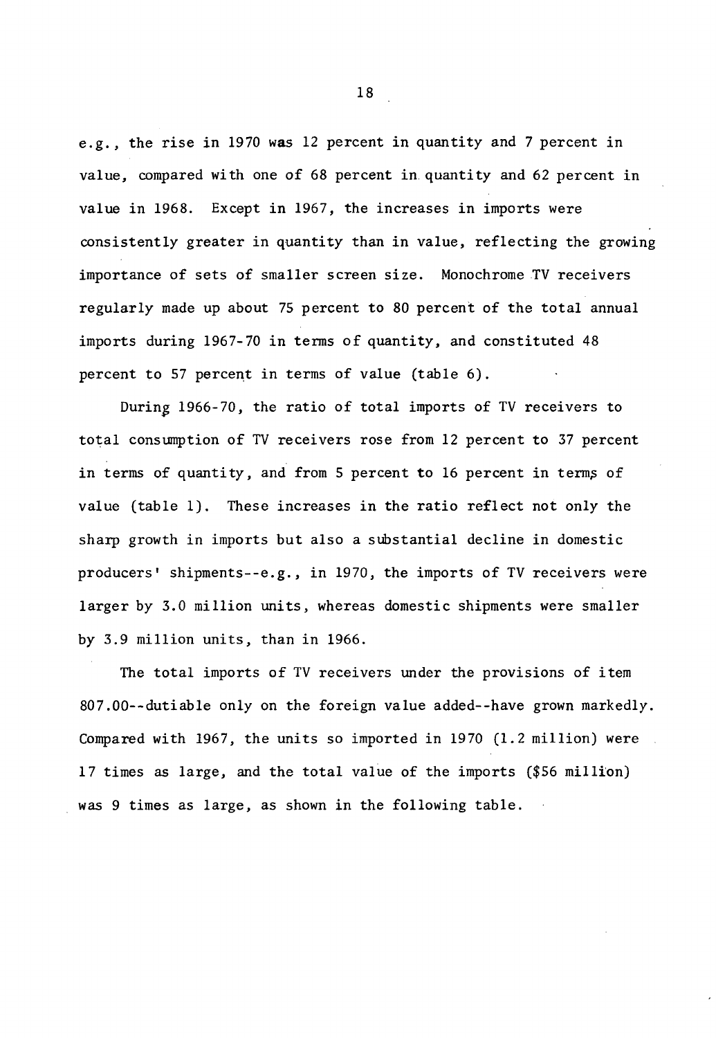e.g., the rise in 1970 was 12 percent in quantity and 7 percent in value, compared with one of 68 percent in quantity and 62 percent in value in 1968. Except in 1967, the increases in imports were consistently greater in quantity than in value, reflecting the growing importance of sets of smaller screen size. Monochrome TV receivers regularly made up about 75 percent to 80 percent of the total annual imports during 1967-70 in terms of quantity, and constituted 48 percent to 57 percent in terms of value (table 6).

During 1966-70, the ratio of total imports of TV receivers to total consumption of TV receivers rose from 12 percent to 37 percent in terms of quantity, and from 5 percent to 16 percent in terms of value (table 1). These increases in the ratio reflect not only the sharp growth in imports but also a substantial decline in domestic producers' shipments--e.g., in 1970, the imports of TV receivers were larger by 3.0 million units, whereas domestic shipments were smaller by 3.9 million units, than in 1966.

The total imports of TV receivers under the provisions of item 807.00--dutiable only on the foreign value added--have grown markedly. Compared with 1967, the units so imported in 1970 (1.2 million) were 17 times as large, and the total value of the imports ($56 million) was 9 times as large, as shown in the following table.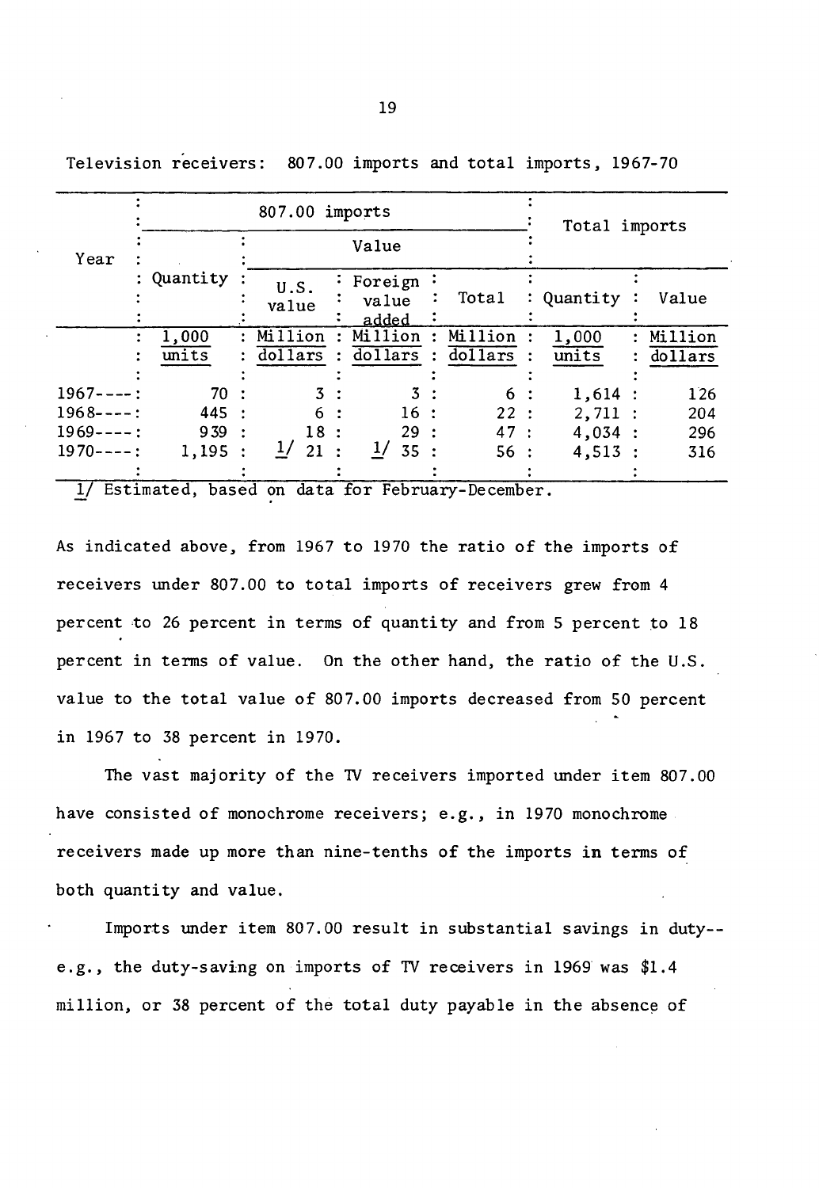Television receivers: 807.00 imports and total imports, 1967-70

| Year | 807.00 imports | | | | Total imports | |
|---|---|---|---|---|---|---|
| | Quantity | Value | | | | |
| | | U.S. value | Foreign value added | Total | Quantity | Value |
| | 1,000 units | Million dollars | Million dollars | Million dollars | 1,000 units | Million dollars |
| 1967---- | 70 | 3 | 3 | 6 | 1,614 | 126 |
| 1968---- | 445 | 6 | 16 | 22 | 2,711 | 204 |
| 1969---- | 939 | 18 | 29 | 47 | 4,034 | 296 |
| 1970---- | 1,195 | 1/ 21 | 1/ 35 | 56 | 4,513 | 316 |

1/ Estimated, based on data for February-December.

As indicated above, from 1967 to 1970 the ratio of the imports of receivers under 807.00 to total imports of receivers grew from 4 percent to 26 percent in terms of quantity and from 5 percent to 18 percent in terms of value. On the other hand, the ratio of the U.S. value to the total value of 807.00 imports decreased from 50 percent in 1967 to 38 percent in 1970.

The vast majority of the TV receivers imported under item 807.00 have consisted of monochrome receivers; e.g., in 1970 monochrome receivers made up more than nine-tenths of the imports in terms of both quantity and value.

Imports under item 807.00 result in substantial savings in duty--e.g., the duty-saving on imports of TV receivers in 1969 was $1.4 million, or 38 percent of the total duty payable in the absence of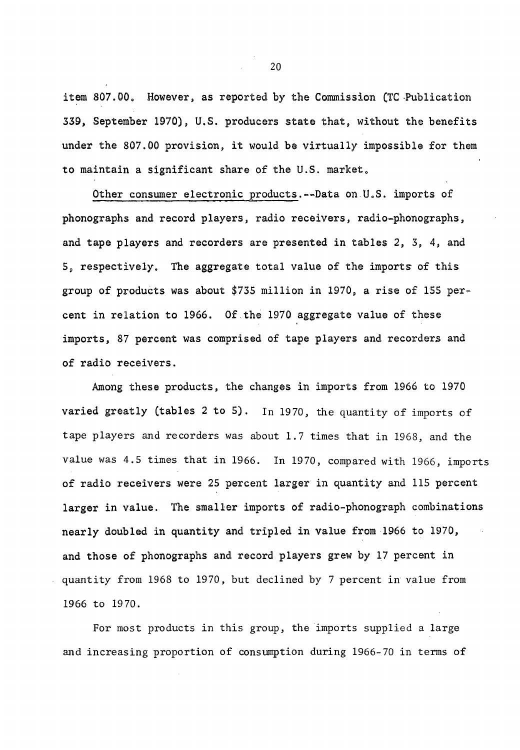item 807.00. However, as reported by the Commission (TC Publication 339, September 1970), U.S. producers state that, without the benefits under the 807.00 provision, it would be virtually impossible for them to maintain a significant share of the U.S. market.

Other consumer electronic products.--Data on U.S. imports of phonographs and record players, radio receivers, radio-phonographs, and tape players and recorders are presented in tables 2, 3, 4, and 5, respectively. The aggregate total value of the imports of this group of products was about $735 million in 1970, a rise of 155 percent in relation to 1966. Of the 1970 aggregate value of these imports, 87 percent was comprised of tape players and recorders and of radio receivers.

Among these products, the changes in imports from 1966 to 1970 varied greatly (tables 2 to 5). In 1970, the quantity of imports of tape players and recorders was about 1.7 times that in 1968, and the value was 4.5 times that in 1966. In 1970, compared with 1966, imports of radio receivers were 25 percent larger in quantity and 115 percent larger in value. The smaller imports of radio-phonograph combinations nearly doubled in quantity and tripled in value from 1966 to 1970, and those of phonographs and record players grew by 17 percent in quantity from 1968 to 1970, but declined by 7 percent in value from 1966 to 1970.

For most products in this group, the imports supplied a large and increasing proportion of consumption during 1966-70 in terms of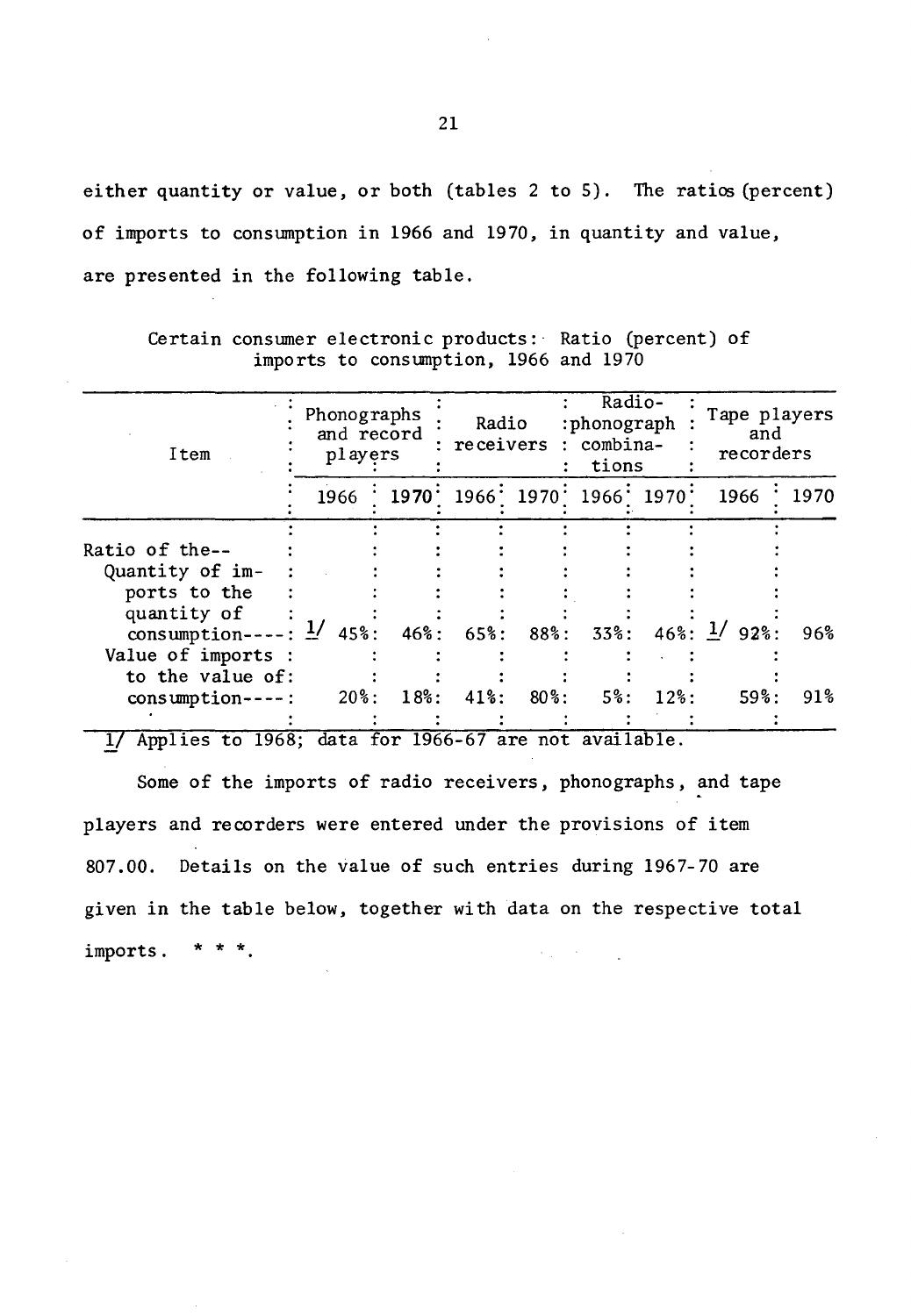either quantity or value, or both (tables 2 to 5). The ratios (percent) of imports to consumption in 1966 and 1970, in quantity and value, are presented in the following table.

Certain consumer electronic products: Ratio (percent) of imports to consumption, 1966 and 1970

| Item | Phonographs and record players | | Radio receivers | | Radio-phonograph combinations | | Tape players and recorders | |
|---|---|---|---|---|---|---|---|---|
| | 1966 | 1970 | 1966 | 1970 | 1966 | 1970 | 1966 | 1970 |
| Ratio of the-- | | | | | | | | |
| Quantity of imports to the quantity of consumption---- | 1/ 45% | 46% | 65% | 88% | 33% | 46% | 1/ 92% | 96% |
| Value of imports to the value of: consumption---- | 20% | 18% | 41% | 80% | 5% | 12% | 59% | 91% |

1/ Applies to 1968; data for 1966-67 are not available.

Some of the imports of radio receivers, phonographs, and tape players and recorders were entered under the provisions of item 807.00. Details on the value of such entries during 1967-70 are given in the table below, together with data on the respective total imports. * * *.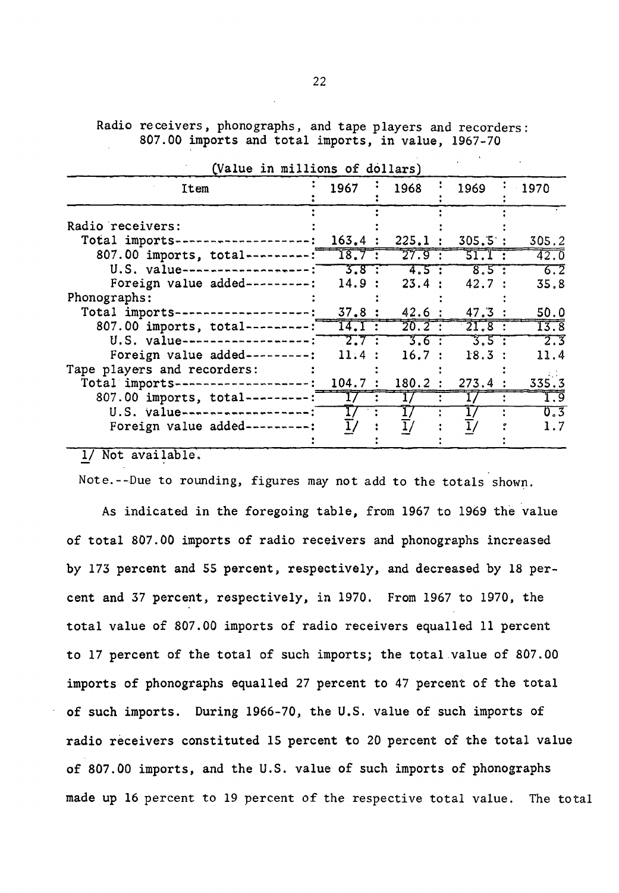Radio receivers, phonographs, and tape players and recorders: 807.00 imports and total imports, in value, 1967-70

(Value in millions of dollars)

| Item | 1967 | 1968 | 1969 | 1970 |
|---|---|---|---|---|
| Radio receivers: | | | | |
| Total imports | 163.4 | 225.1 | 305.5 | 305.2 |
| 807.00 imports, total | 18.7 | 27.9 | 51.1 | 42.0 |
| U.S. value | 3.8 | 4.5 | 8.5 | 6.2 |
| Foreign value added | 14.9 | 23.4 | 42.7 | 35.8 |
| Phonographs: | | | | |
| Total imports | 37.8 | 42.6 | 47.3 | 50.0 |
| 807.00 imports, total | 14.1 | 20.2 | 21.8 | 13.8 |
| U.S. value | 2.7 | 3.6 | 3.5 | 2.3 |
| Foreign value added | 11.4 | 16.7 | 18.3 | 11.4 |
| Tape players and recorders: | | | | |
| Total imports | 104.7 | 180.2 | 273.4 | 335.3 |
| 807.00 imports, total | 1/ | 1/ | 1/ | 1.9 |
| U.S. value | 1/ | 1/ | 1/ | 0.3 |
| Foreign value added | 1/ | 1/ | 1/ | 1.7 |

1/ Not available.

Note.--Due to rounding, figures may not add to the totals shown.

As indicated in the foregoing table, from 1967 to 1969 the value of total 807.00 imports of radio receivers and phonographs increased by 173 percent and 55 percent, respectively, and decreased by 18 percent and 37 percent, respectively, in 1970. From 1967 to 1970, the total value of 807.00 imports of radio receivers equalled 11 percent to 17 percent of the total of such imports; the total value of 807.00 imports of phonographs equalled 27 percent to 47 percent of the total of such imports. During 1966-70, the U.S. value of such imports of radio receivers constituted 15 percent to 20 percent of the total value of 807.00 imports, and the U.S. value of such imports of phonographs made up 16 percent to 19 percent of the respective total value. The total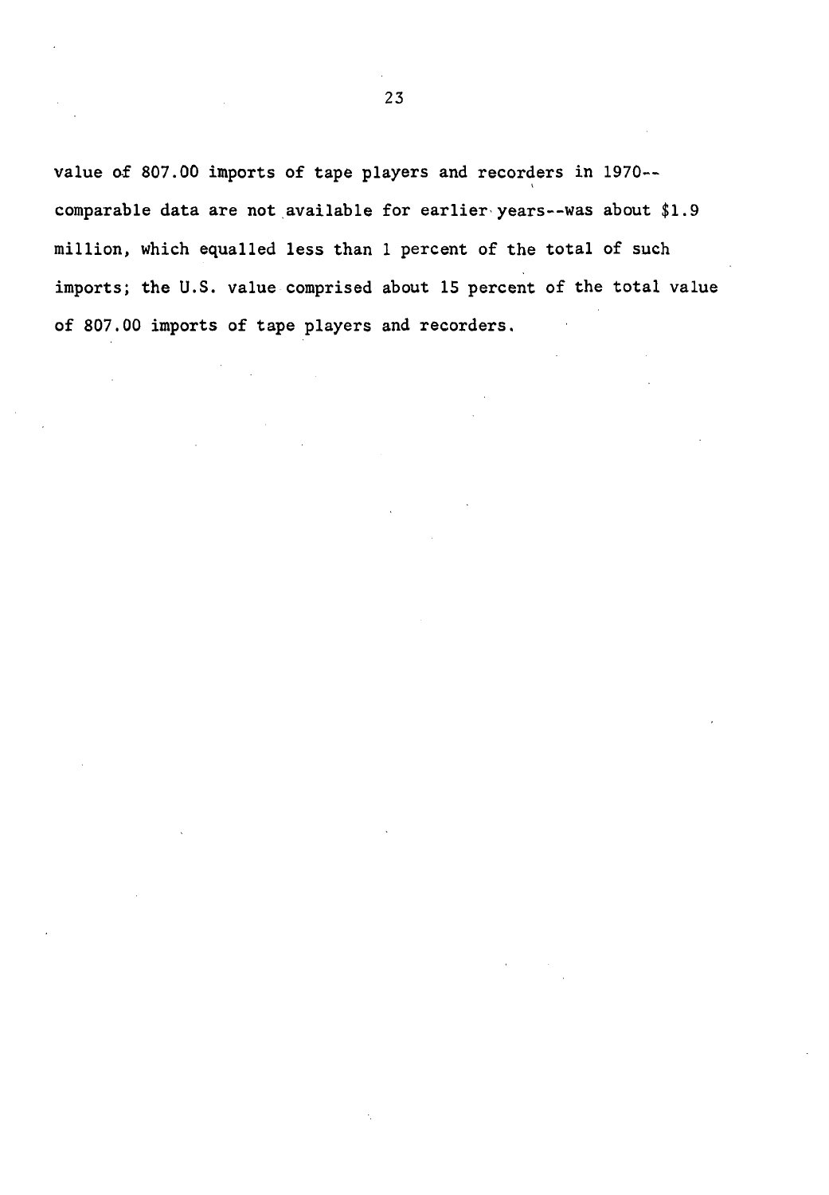value of 807.00 imports of tape players and recorders in 1970--comparable data are not available for earlier years--was about $1.9 million, which equalled less than 1 percent of the total of such imports; the U.S. value comprised about 15 percent of the total value of 807.00 imports of tape players and recorders.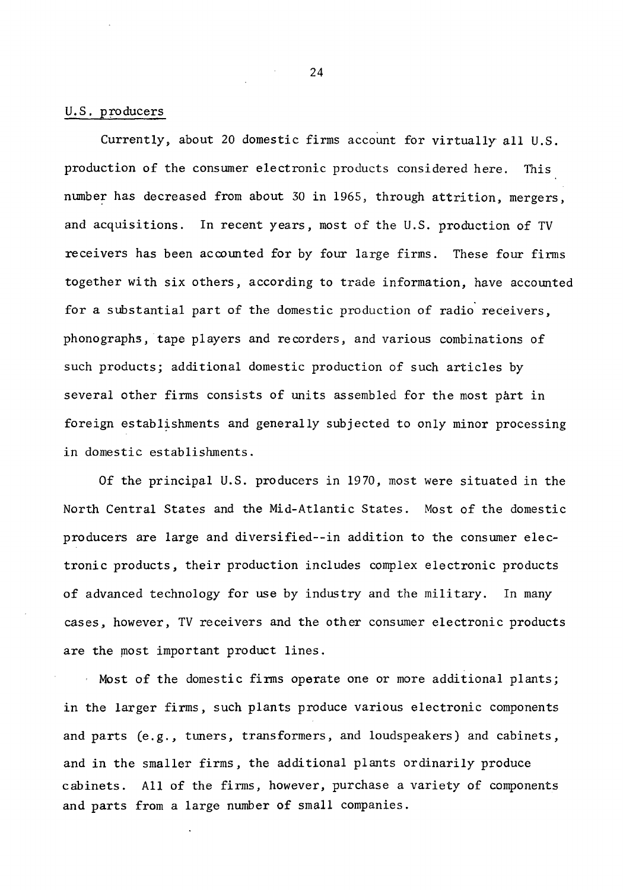U.S. producers

Currently, about 20 domestic firms account for virtually all U.S. production of the consumer electronic products considered here. This number has decreased from about 30 in 1965, through attrition, mergers, and acquisitions. In recent years, most of the U.S. production of TV receivers has been accounted for by four large firms. These four firms together with six others, according to trade information, have accounted for a substantial part of the domestic production of radio receivers, phonographs, tape players and recorders, and various combinations of such products; additional domestic production of such articles by several other firms consists of units assembled for the most part in foreign establishments and generally subjected to only minor processing in domestic establishments.

Of the principal U.S. producers in 1970, most were situated in the North Central States and the Mid-Atlantic States. Most of the domestic producers are large and diversified--in addition to the consumer electronic products, their production includes complex electronic products of advanced technology for use by industry and the military. In many cases, however, TV receivers and the other consumer electronic products are the most important product lines.

Most of the domestic firms operate one or more additional plants; in the larger firms, such plants produce various electronic components and parts (e.g., tuners, transformers, and loudspeakers) and cabinets, and in the smaller firms, the additional plants ordinarily produce cabinets. All of the firms, however, purchase a variety of components and parts from a large number of small companies.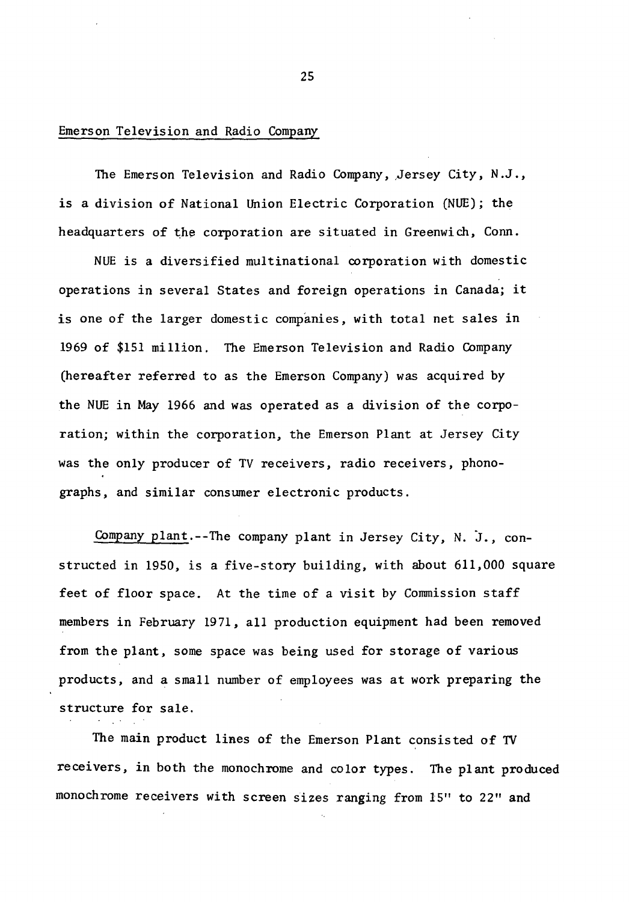## Emerson Television and Radio Company

The Emerson Television and Radio Company, Jersey City, N.J., is a division of National Union Electric Corporation (NUE); the headquarters of the corporation are situated in Greenwich, Conn.

NUE is a diversified multinational corporation with domestic operations in several States and foreign operations in Canada; it is one of the larger domestic companies, with total net sales in 1969 of $151 million. The Emerson Television and Radio Company (hereafter referred to as the Emerson Company) was acquired by the NUE in May 1966 and was operated as a division of the corporation; within the corporation, the Emerson Plant at Jersey City was the only producer of TV receivers, radio receivers, phonographs, and similar consumer electronic products.

Company plant.--The company plant in Jersey City, N. J., constructed in 1950, is a five-story building, with about 611,000 square feet of floor space. At the time of a visit by Commission staff members in February 1971, all production equipment had been removed from the plant, some space was being used for storage of various products, and a small number of employees was at work preparing the structure for sale.

The main product lines of the Emerson Plant consisted of TV receivers, in both the monochrome and color types. The plant produced monochrome receivers with screen sizes ranging from 15" to 22" and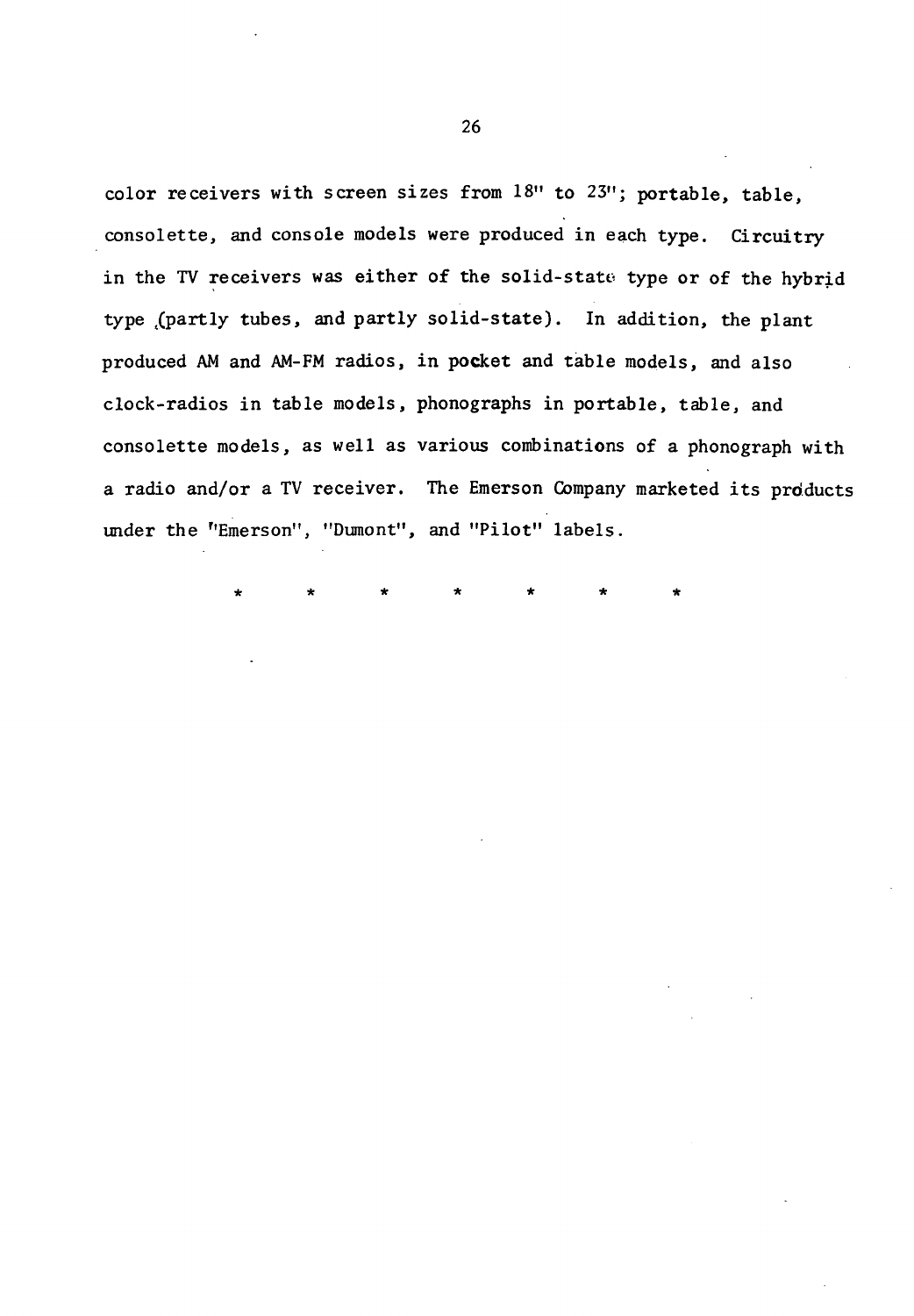color receivers with screen sizes from 18" to 23"; portable, table, consolette, and console models were produced in each type. Circuitry in the TV receivers was either of the solid-state type or of the hybrid type (partly tubes, and partly solid-state). In addition, the plant produced AM and AM-FM radios, in pocket and table models, and also clock-radios in table models, phonographs in portable, table, and consolette models, as well as various combinations of a phonograph with a radio and/or a TV receiver. The Emerson Company marketed its products under the "Emerson", "Dumont", and "Pilot" labels.

\* \* \* \* \* \* \*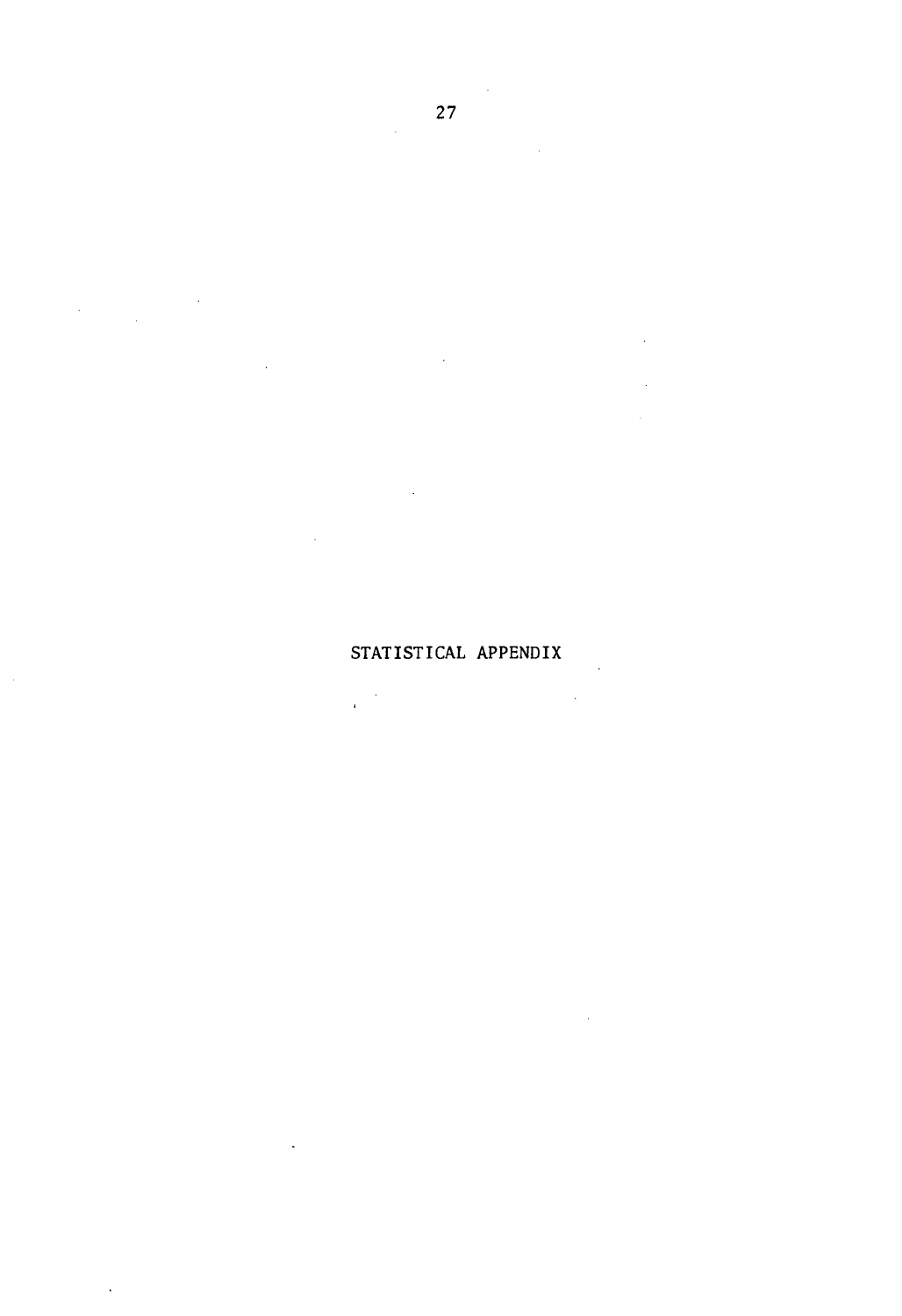# STATISTICAL APPENDIX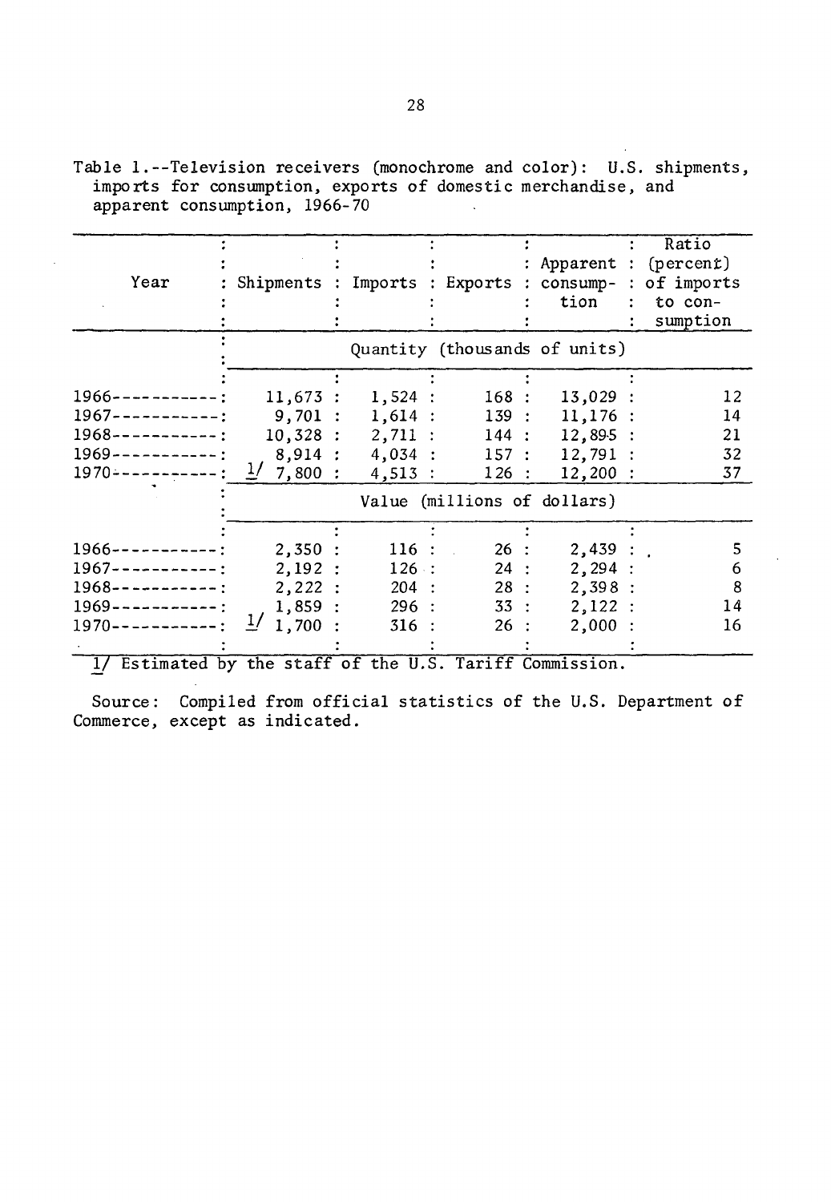Table 1.--Television receivers (monochrome and color): U.S. shipments, imports for consumption, exports of domestic merchandise, and apparent consumption, 1966-70

| Year | Shipments | Imports | Exports | Apparent consumption | Ratio (percent) of imports to consumption |
|---|---|---|---|---|---|
| | Quantity (thousands of units) | | | | |
| 1966 | 11,673 | 1,524 | 168 | 13,029 | 12 |
| 1967 | 9,701 | 1,614 | 139 | 11,176 | 14 |
| 1968 | 10,328 | 2,711 | 144 | 12,895 | 21 |
| 1969 | 8,914 | 4,034 | 157 | 12,791 | 32 |
| 1970 | 1/ 7,800 | 4,513 | 126 | 12,200 | 37 |
| | Value (millions of dollars) | | | | |
| 1966 | 2,350 | 116 | 26 | 2,439 | 5 |
| 1967 | 2,192 | 126 | 24 | 2,294 | 6 |
| 1968 | 2,222 | 204 | 28 | 2,398 | 8 |
| 1969 | 1,859 | 296 | 33 | 2,122 | 14 |
| 1970 | 1/ 1,700 | 316 | 26 | 2,000 | 16 |

1/ Estimated by the staff of the U.S. Tariff Commission.

Source: Compiled from official statistics of the U.S. Department of Commerce, except as indicated.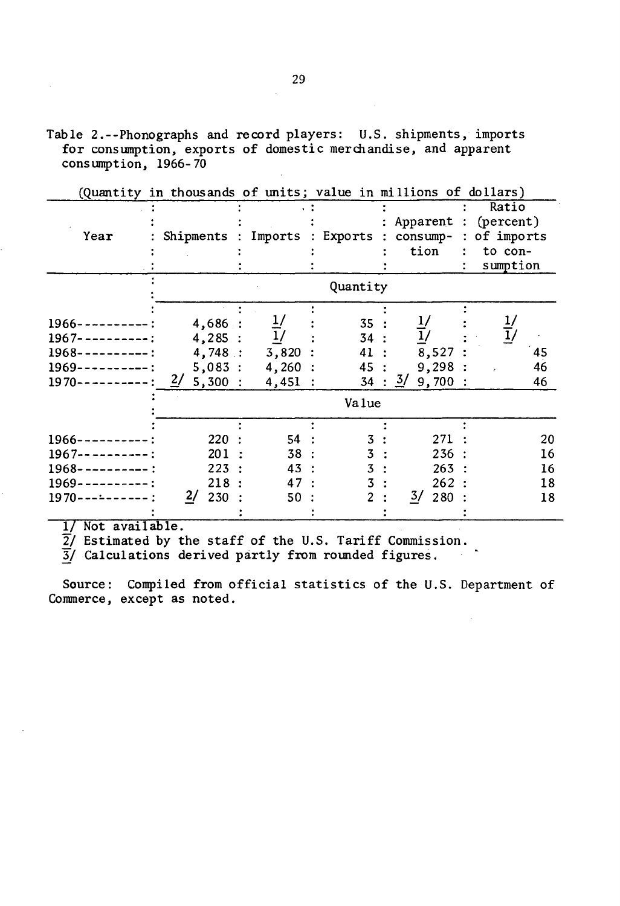Table 2.--Phonographs and record players: U.S. shipments, imports for consumption, exports of domestic merchandise, and apparent consumption, 1966-70

(Quantity in thousands of units; value in millions of dollars)

| Year | Shipments | Imports | Exports | Apparent consumption | Ratio (percent) of imports to consumption |
|---|---|---|---|---|---|
| | Quantity | | | | |
| 1966---------- | 4,686 | 1/ | 35 | 1/ | 1/ |
| 1967---------- | 4,285 | 1/ | 34 | 1/ | 1/ |
| 1968---------- | 4,748 | 3,820 | 41 | 8,527 | 45 |
| 1969---------- | 5,083 | 4,260 | 45 | 9,298 | 46 |
| 1970---------- | 2/ 5,300 | 4,451 | 34 | 3/ 9,700 | 46 |
| | Value | | | | |
| 1966---------- | 220 | 54 | 3 | 271 | 20 |
| 1967---------- | 201 | 38 | 3 | 236 | 16 |
| 1968---------- | 223 | 43 | 3 | 263 | 16 |
| 1969---------- | 218 | 47 | 3 | 262 | 18 |
| 1970---------- | 2/ 230 | 50 | 2 | 3/ 280 | 18 |

1/ Not available.

2/ Estimated by the staff of the U.S. Tariff Commission.

3/ Calculations derived partly from rounded figures.

Source: Compiled from official statistics of the U.S. Department of Commerce, except as noted.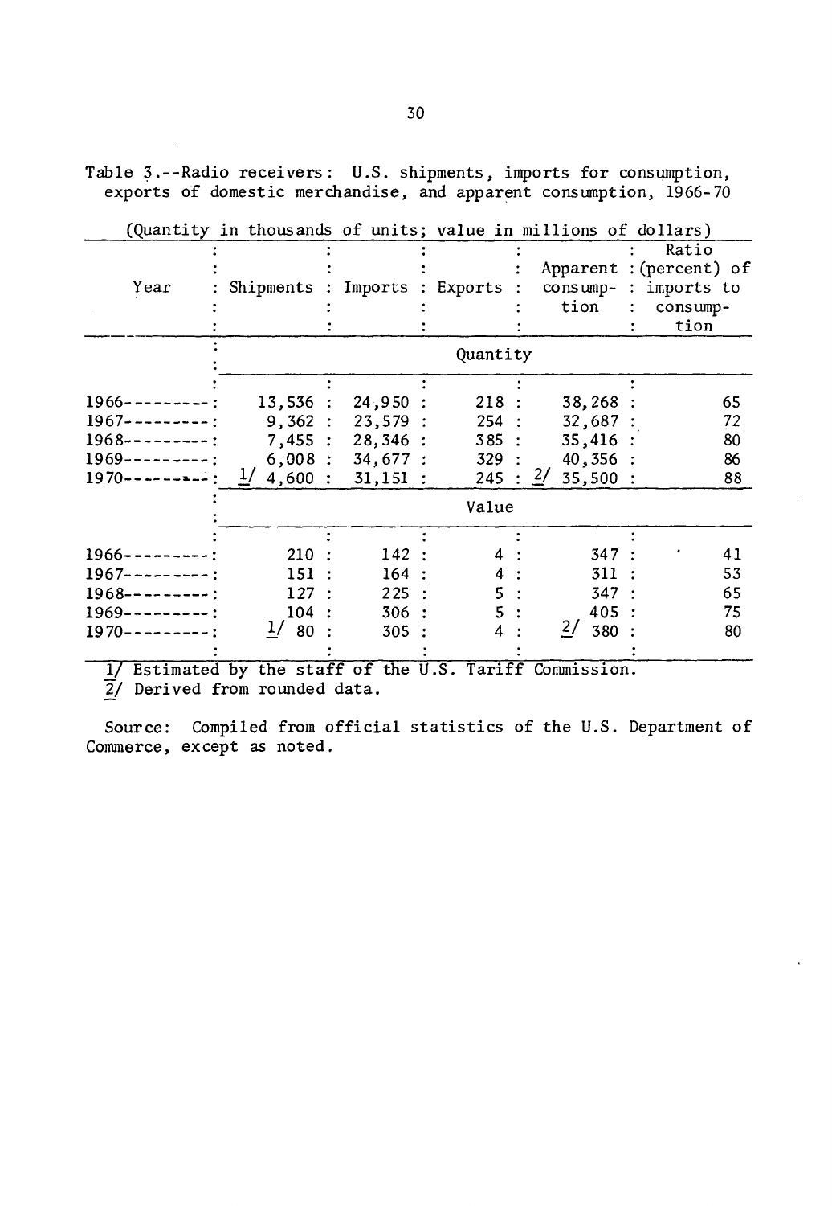Table 3.--Radio receivers: U.S. shipments, imports for consumption, exports of domestic merchandise, and apparent consumption, 1966-70

(Quantity in thousands of units; value in millions of dollars)

| Year | Shipments | Imports | Exports | Apparent consumption | Ratio (percent) of imports to consumption |
|---|---|---|---|---|---|
| | Quantity | | | | |
| 1966 | 13,536 | 24,950 | 218 | 38,268 | 65 |
| 1967 | 9,362 | 23,579 | 254 | 32,687 | 72 |
| 1968 | 7,455 | 28,346 | 385 | 35,416 | 80 |
| 1969 | 6,008 | 34,677 | 329 | 40,356 | 86 |
| 1970 | 1/ 4,600 | 31,151 | 245 | 2/ 35,500 | 88 |
| | Value | | | | |
| 1966 | 210 | 142 | 4 | 347 | 41 |
| 1967 | 151 | 164 | 4 | 311 | 53 |
| 1968 | 127 | 225 | 5 | 347 | 65 |
| 1969 | 104 | 306 | 5 | 405 | 75 |
| 1970 | 1/ 80 | 305 | 4 | 2/ 380 | 80 |

1/ Estimated by the staff of the U.S. Tariff Commission.
2/ Derived from rounded data.

Source: Compiled from official statistics of the U.S. Department of Commerce, except as noted.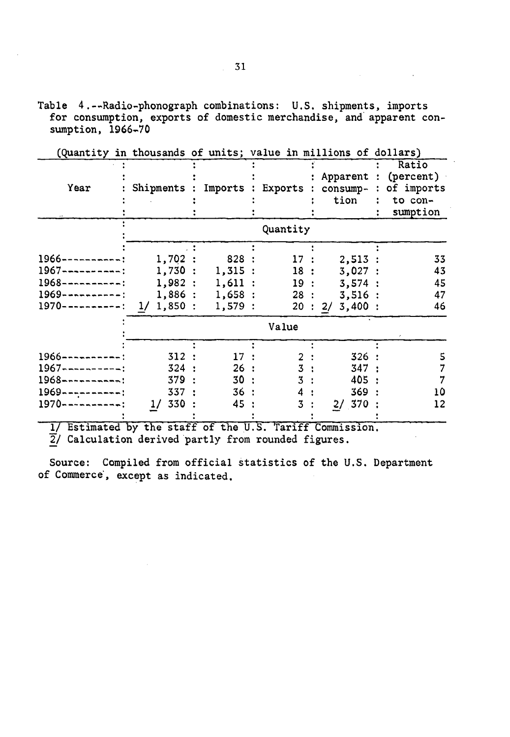Table 4.--Radio-phonograph combinations: U.S. shipments, imports for consumption, exports of domestic merchandise, and apparent consumption, 1966-70

(Quantity in thousands of units; value in millions of dollars)

| Year | Shipments | Imports | Exports | Apparent consumption | Ratio (percent) of imports to consumption |
|---|---|---|---|---|---|
| | Quantity | | | | |
| 1966 | 1,702 | 828 | 17 | 2,513 | 33 |
| 1967 | 1,730 | 1,315 | 18 | 3,027 | 43 |
| 1968 | 1,982 | 1,611 | 19 | 3,574 | 45 |
| 1969 | 1,886 | 1,658 | 28 | 3,516 | 47 |
| 1970 | 1/ 1,850 | 1,579 | 20 | 2/ 3,400 | 46 |
| | Value | | | | |
| 1966 | 312 | 17 | 2 | 326 | 5 |
| 1967 | 324 | 26 | 3 | 347 | 7 |
| 1968 | 379 | 30 | 3 | 405 | 7 |
| 1969 | 337 | 36 | 4 | 369 | 10 |
| 1970 | 1/ 330 | 45 | 3 | 2/ 370 | 12 |

1/ Estimated by the staff of the U.S. Tariff Commission.

2/ Calculation derived partly from rounded figures.

Source: Compiled from official statistics of the U.S. Department of Commerce, except as indicated.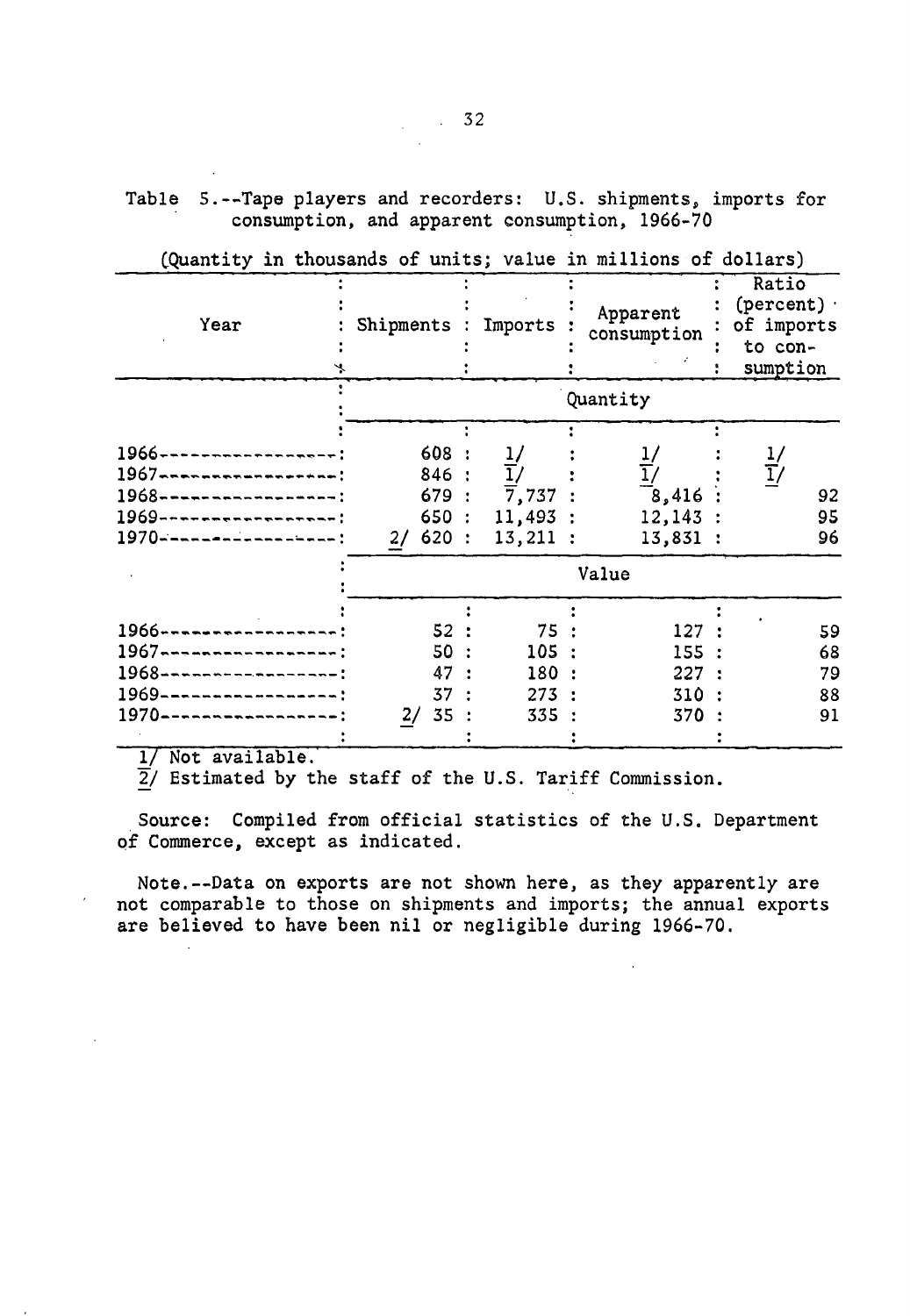Table 5.--Tape players and recorders: U.S. shipments, imports for consumption, and apparent consumption, 1966-70

(Quantity in thousands of units; value in millions of dollars)

| Year | Shipments | Imports | Apparent consumption | Ratio (percent) of imports to consumption |
|---|---|---|---|---|
| | Quantity | | | |
| 1966 | 608 | 1/ | 1/ | 1/ |
| 1967 | 846 | 1/ | 1/ | 1/ |
| 1968 | 679 | 7,737 | 8,416 | 92 |
| 1969 | 650 | 11,493 | 12,143 | 95 |
| 1970 | 2/ 620 | 13,211 | 13,831 | 96 |
| | Value | | | |
| 1966 | 52 | 75 | 127 | 59 |
| 1967 | 50 | 105 | 155 | 68 |
| 1968 | 47 | 180 | 227 | 79 |
| 1969 | 37 | 273 | 310 | 88 |
| 1970 | 2/ 35 | 335 | 370 | 91 |

1/ Not available.
2/ Estimated by the staff of the U.S. Tariff Commission.

Source: Compiled from official statistics of the U.S. Department of Commerce, except as indicated.

Note.--Data on exports are not shown here, as they apparently are not comparable to those on shipments and imports; the annual exports are believed to have been nil or negligible during 1966-70.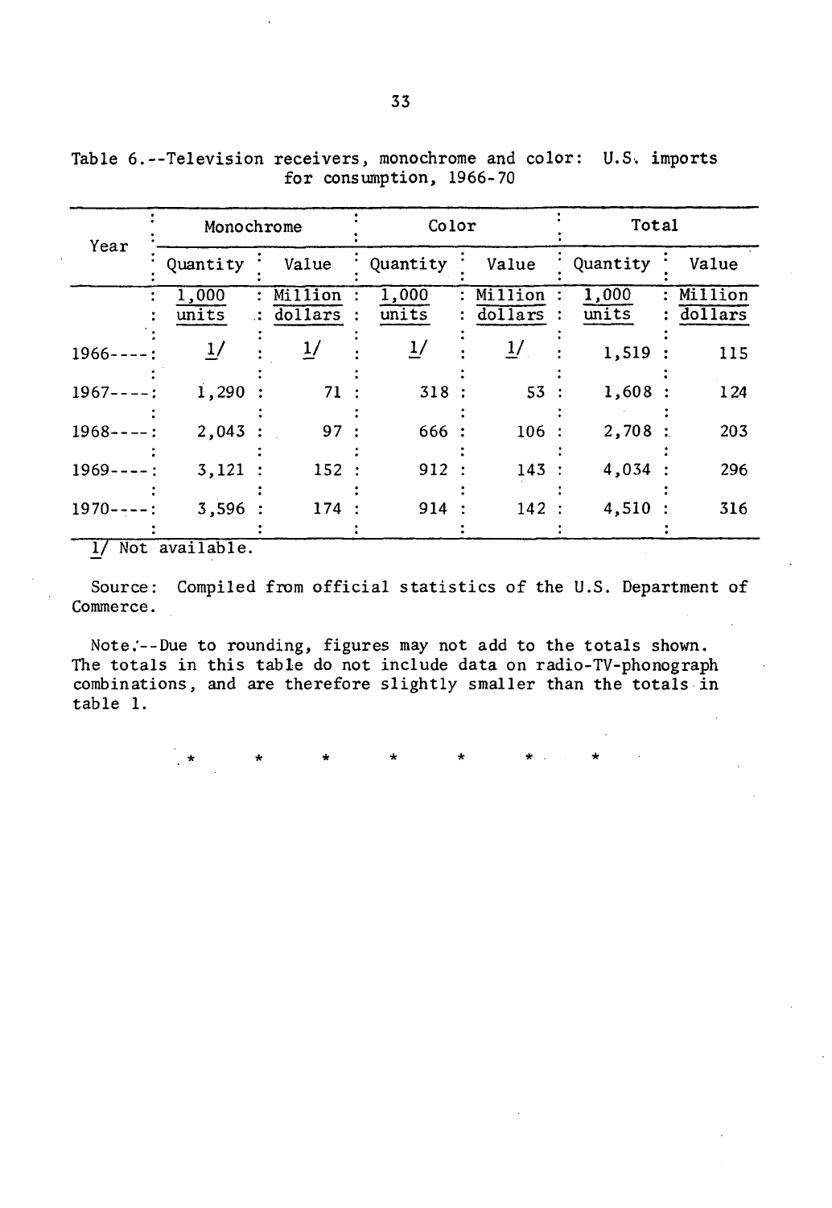Table 6.--Television receivers, monochrome and color: U.S. imports for consumption, 1966-70

| Year | Monochrome | | Color | | Total | |
|---|---|---|---|---|---|---|
| | Quantity | Value | Quantity | Value | Quantity | Value |
| | 1,000 units | Million dollars | 1,000 units | Million dollars | 1,000 units | Million dollars |
| 1966---- | 1/ | 1/ | 1/ | 1/ | 1,519 | 115 |
| 1967---- | 1,290 | 71 | 318 | 53 | 1,608 | 124 |
| 1968---- | 2,043 | 97 | 666 | 106 | 2,708 | 203 |
| 1969---- | 3,121 | 152 | 912 | 143 | 4,034 | 296 |
| 1970---- | 3,596 | 174 | 914 | 142 | 4,510 | 316 |

1/ Not available.

Source: Compiled from official statistics of the U.S. Department of Commerce.

Note.--Due to rounding, figures may not add to the totals shown. The totals in this table do not include data on radio-TV-phonograph combinations, and are therefore slightly smaller than the totals in table 1.

\* \* \* \* \* \* \*